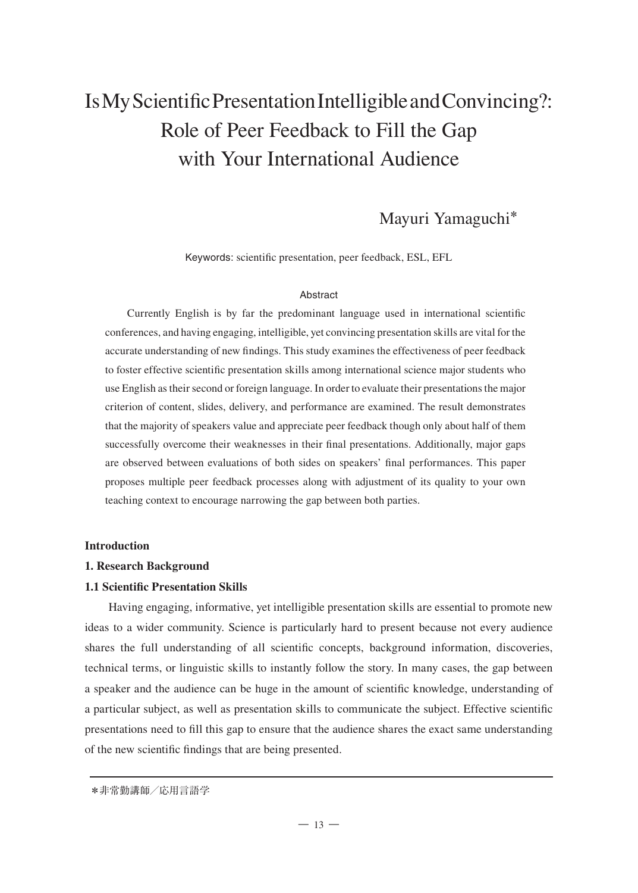# Is My Scientific Presentation Intelligible and Convincing?: Role of Peer Feedback to Fill the Gap with Your International Audience

Mayuri Yamaguchi*

Keywords: scientific presentation, peer feedback, ESL, EFL

## Abstract

Currently English is by far the predominant language used in international scientific conferences, and having engaging, intelligible, yet convincing presentation skills are vital for the accurate understanding of new findings. This study examines the effectiveness of peer feedback to foster effective scientific presentation skills among international science major students who use English as their second or foreign language. In order to evaluate their presentations the major criterion of content, slides, delivery, and performance are examined. The result demonstrates that the majority of speakers value and appreciate peer feedback though only about half of them successfully overcome their weaknesses in their final presentations. Additionally, major gaps are observed between evaluations of both sides on speakers' final performances. This paper proposes multiple peer feedback processes along with adjustment of its quality to your own teaching context to encourage narrowing the gap between both parties.

## Introduction

## 1. Research Background

### 1.1 Scientific Presentation Skills

Having engaging, informative, yet intelligible presentation skills are essential to promote new ideas to a wider community. Science is particularly hard to present because not every audience shares the full understanding of all scientific concepts, background information, discoveries, technical terms, or linguistic skills to instantly follow the story. In many cases, the gap between a speaker and the audience can be huge in the amount of scientific knowledge, understanding of a particular subject, as well as presentation skills to communicate the subject. Effective scientific presentations need to fill this gap to ensure that the audience shares the exact same understanding of the new scientific findings that are being presented.

---

*非常勤講師／応用言語学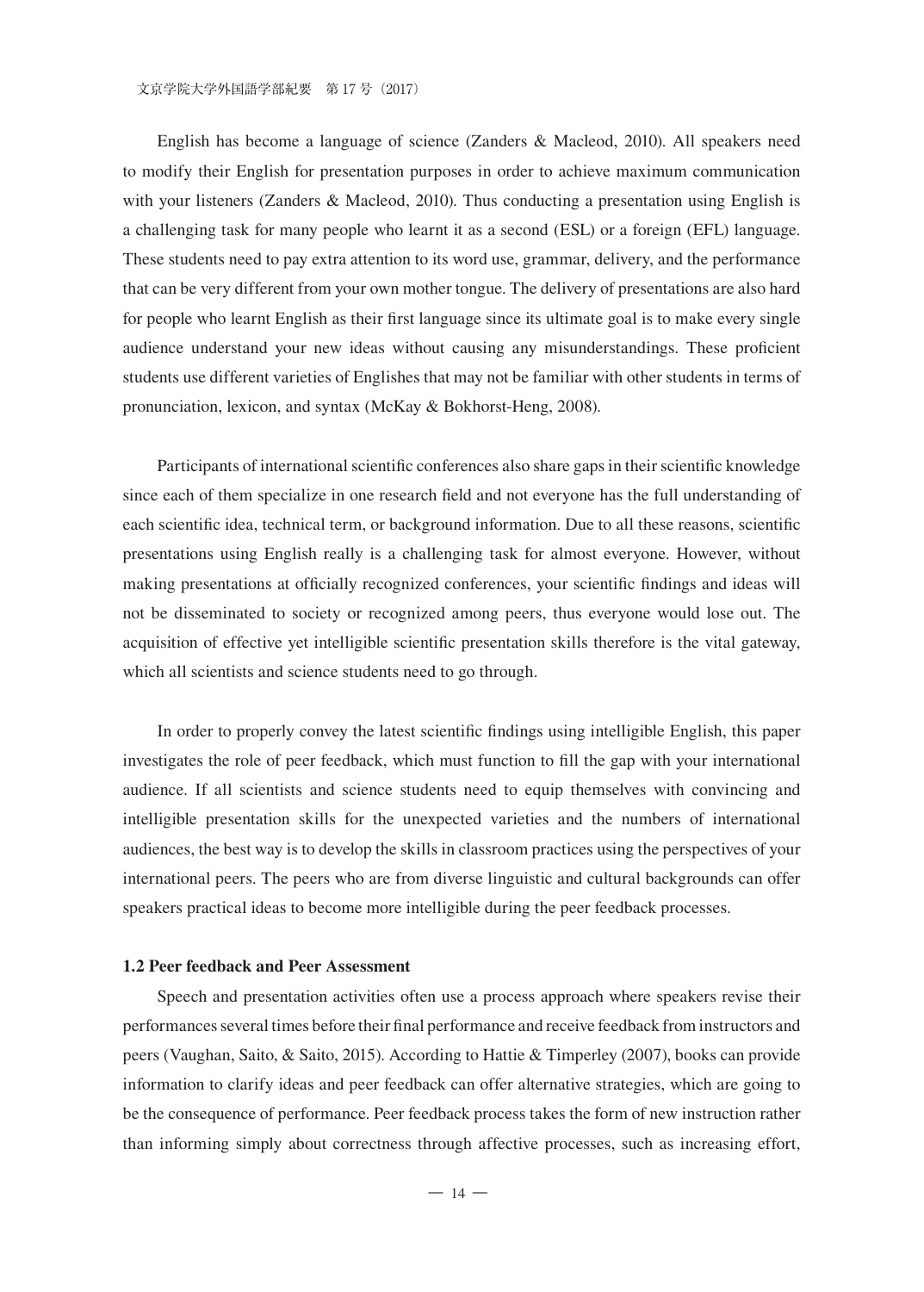English has become a language of science (Zanders & Macleod, 2010). All speakers need to modify their English for presentation purposes in order to achieve maximum communication with your listeners (Zanders & Macleod, 2010). Thus conducting a presentation using English is a challenging task for many people who learnt it as a second (ESL) or a foreign (EFL) language. These students need to pay extra attention to its word use, grammar, delivery, and the performance that can be very different from your own mother tongue. The delivery of presentations are also hard for people who learnt English as their first language since its ultimate goal is to make every single audience understand your new ideas without causing any misunderstandings. These proficient students use different varieties of Englishes that may not be familiar with other students in terms of pronunciation, lexicon, and syntax (McKay & Bokhorst-Heng, 2008).

Participants of international scientific conferences also share gaps in their scientific knowledge since each of them specialize in one research field and not everyone has the full understanding of each scientific idea, technical term, or background information. Due to all these reasons, scientific presentations using English really is a challenging task for almost everyone. However, without making presentations at officially recognized conferences, your scientific findings and ideas will not be disseminated to society or recognized among peers, thus everyone would lose out. The acquisition of effective yet intelligible scientific presentation skills therefore is the vital gateway, which all scientists and science students need to go through.

In order to properly convey the latest scientific findings using intelligible English, this paper investigates the role of peer feedback, which must function to fill the gap with your international audience. If all scientists and science students need to equip themselves with convincing and intelligible presentation skills for the unexpected varieties and the numbers of international audiences, the best way is to develop the skills in classroom practices using the perspectives of your international peers. The peers who are from diverse linguistic and cultural backgrounds can offer speakers practical ideas to become more intelligible during the peer feedback processes.

### 1.2 Peer feedback and Peer Assessment

Speech and presentation activities often use a process approach where speakers revise their performances several times before their final performance and receive feedback from instructors and peers (Vaughan, Saito, & Saito, 2015). According to Hattie & Timperley (2007), books can provide information to clarify ideas and peer feedback can offer alternative strategies, which are going to be the consequence of performance. Peer feedback process takes the form of new instruction rather than informing simply about correctness through affective processes, such as increasing effort,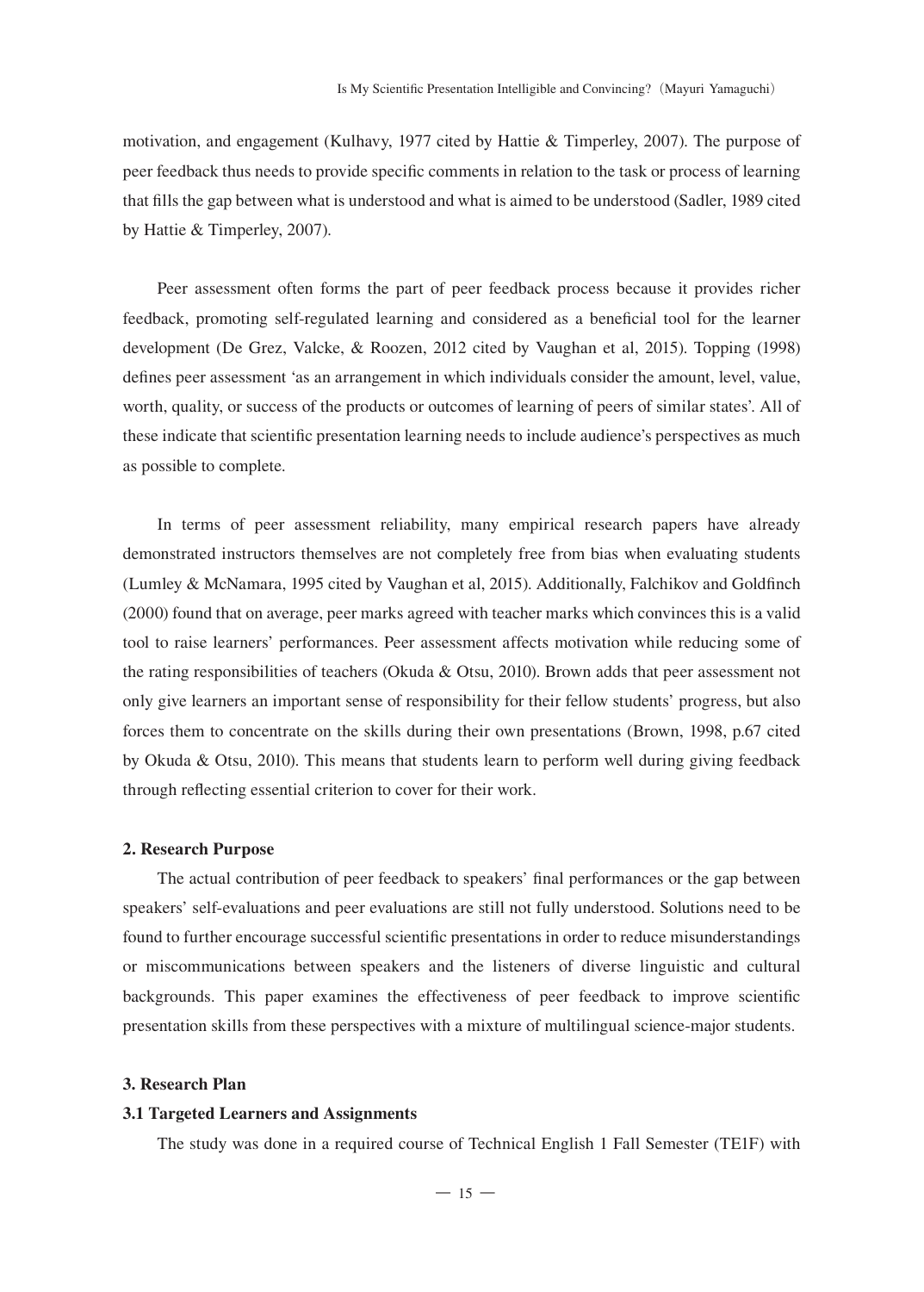motivation, and engagement (Kulhavy, 1977 cited by Hattie & Timperley, 2007). The purpose of peer feedback thus needs to provide specific comments in relation to the task or process of learning that fills the gap between what is understood and what is aimed to be understood (Sadler, 1989 cited by Hattie & Timperley, 2007).

Peer assessment often forms the part of peer feedback process because it provides richer feedback, promoting self-regulated learning and considered as a beneficial tool for the learner development (De Grez, Valcke, & Roozen, 2012 cited by Vaughan et al, 2015). Topping (1998) defines peer assessment 'as an arrangement in which individuals consider the amount, level, value, worth, quality, or success of the products or outcomes of learning of peers of similar states'. All of these indicate that scientific presentation learning needs to include audience's perspectives as much as possible to complete.

In terms of peer assessment reliability, many empirical research papers have already demonstrated instructors themselves are not completely free from bias when evaluating students (Lumley & McNamara, 1995 cited by Vaughan et al, 2015). Additionally, Falchikov and Goldfinch (2000) found that on average, peer marks agreed with teacher marks which convinces this is a valid tool to raise learners' performances. Peer assessment affects motivation while reducing some of the rating responsibilities of teachers (Okuda & Otsu, 2010). Brown adds that peer assessment not only give learners an important sense of responsibility for their fellow students' progress, but also forces them to concentrate on the skills during their own presentations (Brown, 1998, p.67 cited by Okuda & Otsu, 2010). This means that students learn to perform well during giving feedback through reflecting essential criterion to cover for their work.

## 2. Research Purpose

The actual contribution of peer feedback to speakers' final performances or the gap between speakers' self-evaluations and peer evaluations are still not fully understood. Solutions need to be found to further encourage successful scientific presentations in order to reduce misunderstandings or miscommunications between speakers and the listeners of diverse linguistic and cultural backgrounds. This paper examines the effectiveness of peer feedback to improve scientific presentation skills from these perspectives with a mixture of multilingual science-major students.

## 3. Research Plan

### 3.1 Targeted Learners and Assignments

The study was done in a required course of Technical English 1 Fall Semester (TE1F) with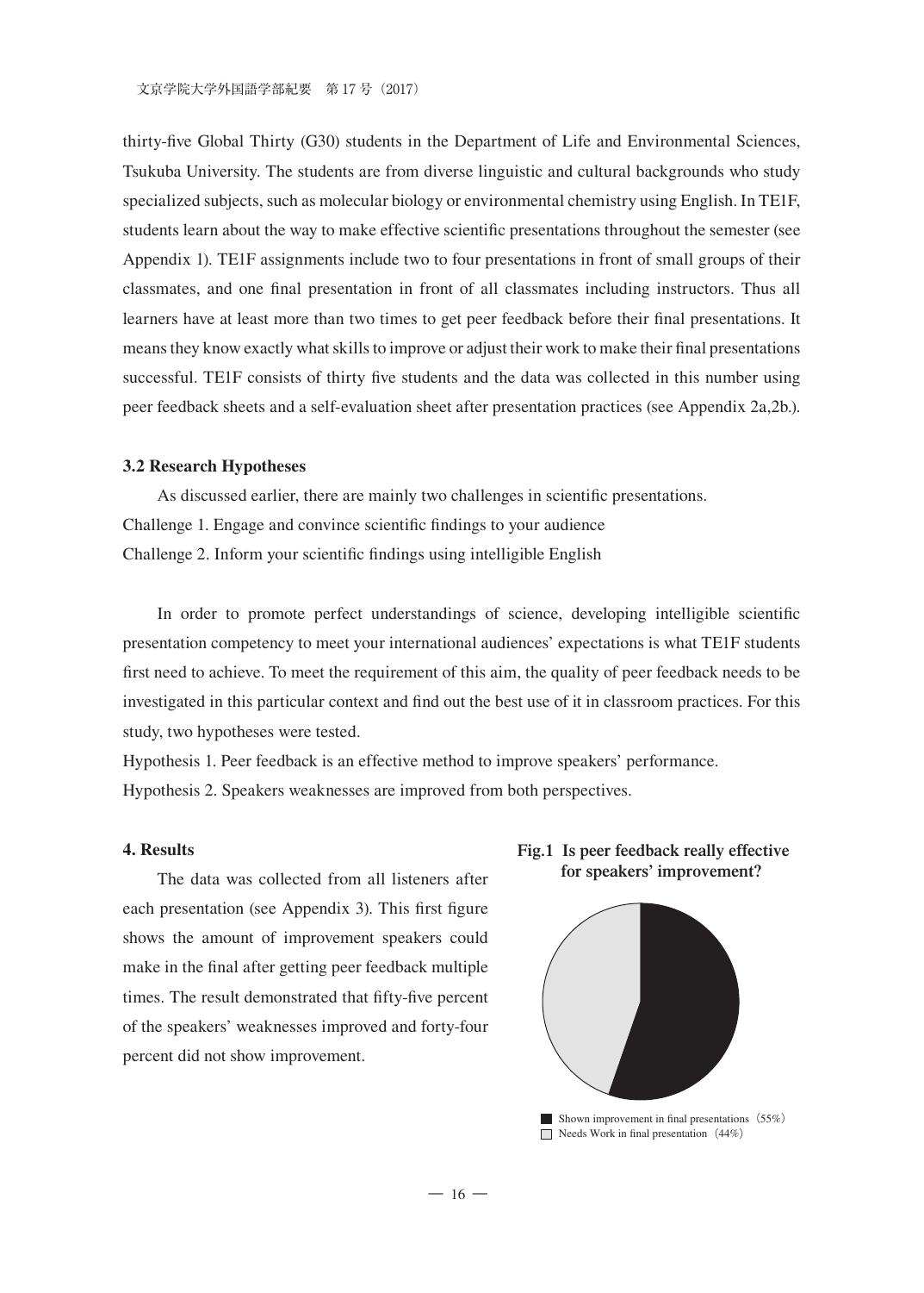thirty-five Global Thirty (G30) students in the Department of Life and Environmental Sciences, Tsukuba University. The students are from diverse linguistic and cultural backgrounds who study specialized subjects, such as molecular biology or environmental chemistry using English. In TE1F, students learn about the way to make effective scientific presentations throughout the semester (see Appendix 1). TE1F assignments include two to four presentations in front of small groups of their classmates, and one final presentation in front of all classmates including instructors. Thus all learners have at least more than two times to get peer feedback before their final presentations. It means they know exactly what skills to improve or adjust their work to make their final presentations successful. TE1F consists of thirty five students and the data was collected in this number using peer feedback sheets and a self-evaluation sheet after presentation practices (see Appendix 2a,2b.).

### 3.2 Research Hypotheses

As discussed earlier, there are mainly two challenges in scientific presentations.

Challenge 1. Engage and convince scientific findings to your audience

Challenge 2. Inform your scientific findings using intelligible English

In order to promote perfect understandings of science, developing intelligible scientific presentation competency to meet your international audiences' expectations is what TE1F students first need to achieve. To meet the requirement of this aim, the quality of peer feedback needs to be investigated in this particular context and find out the best use of it in classroom practices. For this study, two hypotheses were tested.

Hypothesis 1. Peer feedback is an effective method to improve speakers' performance.

Hypothesis 2. Speakers weaknesses are improved from both perspectives.

## 4. Results

The data was collected from all listeners after each presentation (see Appendix 3). This first figure shows the amount of improvement speakers could make in the final after getting peer feedback multiple times. The result demonstrated that fifty-five percent of the speakers' weaknesses improved and forty-four percent did not show improvement.

**Fig.1 Is peer feedback really effective for speakers' improvement?**

Shown improvement in final presentations（55%）

Needs Work in final presentation（44%）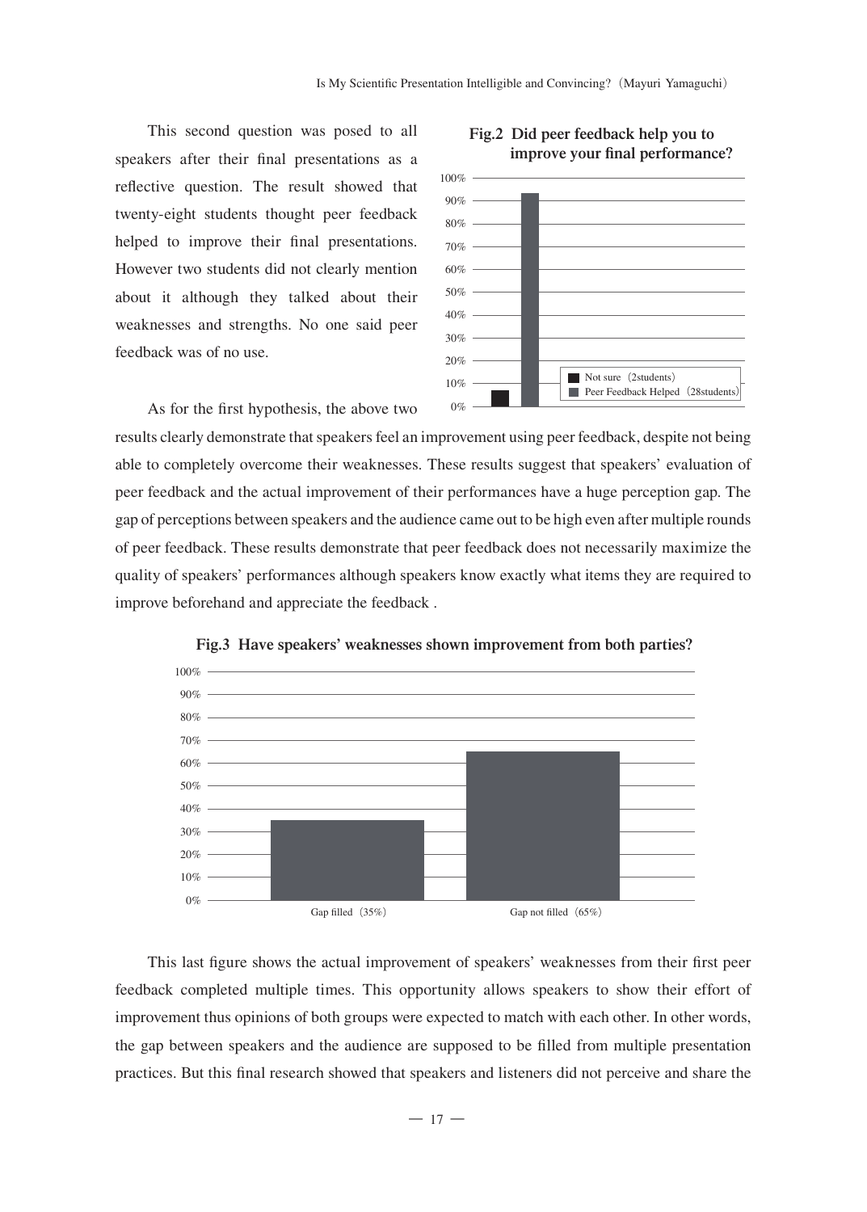This second question was posed to all speakers after their final presentations as a reflective question. The result showed that twenty-eight students thought peer feedback helped to improve their final presentations. However two students did not clearly mention about it although they talked about their weaknesses and strengths. No one said peer feedback was of no use.

**Fig.2 Did peer feedback help you to improve your final performance?**

As for the first hypothesis, the above two results clearly demonstrate that speakers feel an improvement using peer feedback, despite not being able to completely overcome their weaknesses. These results suggest that speakers' evaluation of peer feedback and the actual improvement of their performances have a huge perception gap. The gap of perceptions between speakers and the audience came out to be high even after multiple rounds of peer feedback. These results demonstrate that peer feedback does not necessarily maximize the quality of speakers' performances although speakers know exactly what items they are required to improve beforehand and appreciate the feedback .

**Fig.3 Have speakers' weaknesses shown improvement from both parties?**

This last figure shows the actual improvement of speakers' weaknesses from their first peer feedback completed multiple times. This opportunity allows speakers to show their effort of improvement thus opinions of both groups were expected to match with each other. In other words, the gap between speakers and the audience are supposed to be filled from multiple presentation practices. But this final research showed that speakers and listeners did not perceive and share the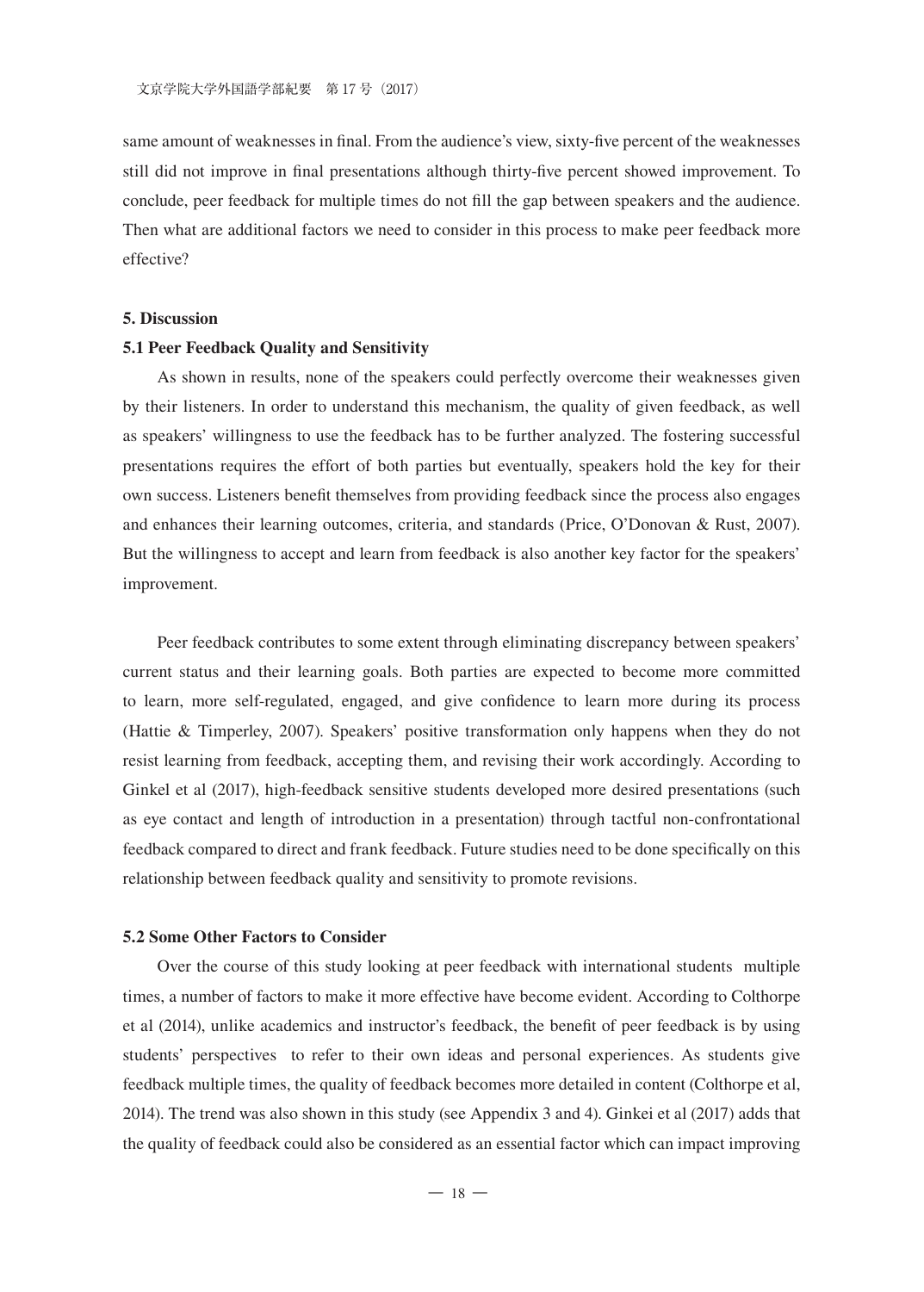same amount of weaknesses in final. From the audience's view, sixty-five percent of the weaknesses still did not improve in final presentations although thirty-five percent showed improvement. To conclude, peer feedback for multiple times do not fill the gap between speakers and the audience. Then what are additional factors we need to consider in this process to make peer feedback more effective?

## 5. Discussion

### 5.1 Peer Feedback Quality and Sensitivity

As shown in results, none of the speakers could perfectly overcome their weaknesses given by their listeners. In order to understand this mechanism, the quality of given feedback, as well as speakers' willingness to use the feedback has to be further analyzed. The fostering successful presentations requires the effort of both parties but eventually, speakers hold the key for their own success. Listeners benefit themselves from providing feedback since the process also engages and enhances their learning outcomes, criteria, and standards (Price, O'Donovan & Rust, 2007). But the willingness to accept and learn from feedback is also another key factor for the speakers' improvement.

Peer feedback contributes to some extent through eliminating discrepancy between speakers' current status and their learning goals. Both parties are expected to become more committed to learn, more self-regulated, engaged, and give confidence to learn more during its process (Hattie & Timperley, 2007). Speakers' positive transformation only happens when they do not resist learning from feedback, accepting them, and revising their work accordingly. According to Ginkel et al (2017), high-feedback sensitive students developed more desired presentations (such as eye contact and length of introduction in a presentation) through tactful non-confrontational feedback compared to direct and frank feedback. Future studies need to be done specifically on this relationship between feedback quality and sensitivity to promote revisions.

### 5.2 Some Other Factors to Consider

Over the course of this study looking at peer feedback with international students multiple times, a number of factors to make it more effective have become evident. According to Colthorpe et al (2014), unlike academics and instructor's feedback, the benefit of peer feedback is by using students' perspectives to refer to their own ideas and personal experiences. As students give feedback multiple times, the quality of feedback becomes more detailed in content (Colthorpe et al, 2014). The trend was also shown in this study (see Appendix 3 and 4). Ginkei et al (2017) adds that the quality of feedback could also be considered as an essential factor which can impact improving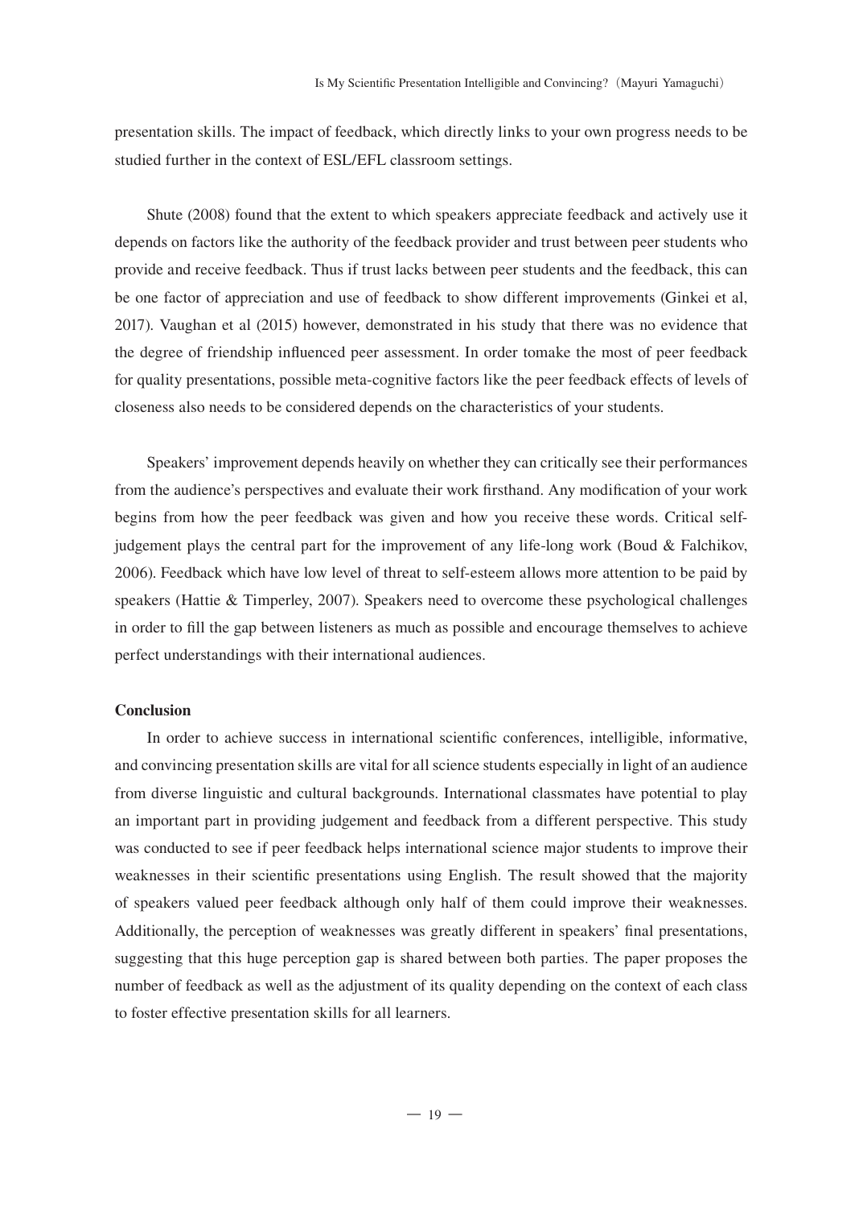presentation skills. The impact of feedback, which directly links to your own progress needs to be studied further in the context of ESL/EFL classroom settings.

Shute (2008) found that the extent to which speakers appreciate feedback and actively use it depends on factors like the authority of the feedback provider and trust between peer students who provide and receive feedback. Thus if trust lacks between peer students and the feedback, this can be one factor of appreciation and use of feedback to show different improvements (Ginkei et al, 2017). Vaughan et al (2015) however, demonstrated in his study that there was no evidence that the degree of friendship influenced peer assessment. In order tomake the most of peer feedback for quality presentations, possible meta-cognitive factors like the peer feedback effects of levels of closeness also needs to be considered depends on the characteristics of your students.

Speakers' improvement depends heavily on whether they can critically see their performances from the audience's perspectives and evaluate their work firsthand. Any modification of your work begins from how the peer feedback was given and how you receive these words. Critical self-judgement plays the central part for the improvement of any life-long work (Boud & Falchikov, 2006). Feedback which have low level of threat to self-esteem allows more attention to be paid by speakers (Hattie & Timperley, 2007). Speakers need to overcome these psychological challenges in order to fill the gap between listeners as much as possible and encourage themselves to achieve perfect understandings with their international audiences.

**Conclusion**

In order to achieve success in international scientific conferences, intelligible, informative, and convincing presentation skills are vital for all science students especially in light of an audience from diverse linguistic and cultural backgrounds. International classmates have potential to play an important part in providing judgement and feedback from a different perspective. This study was conducted to see if peer feedback helps international science major students to improve their weaknesses in their scientific presentations using English. The result showed that the majority of speakers valued peer feedback although only half of them could improve their weaknesses. Additionally, the perception of weaknesses was greatly different in speakers' final presentations, suggesting that this huge perception gap is shared between both parties. The paper proposes the number of feedback as well as the adjustment of its quality depending on the context of each class to foster effective presentation skills for all learners.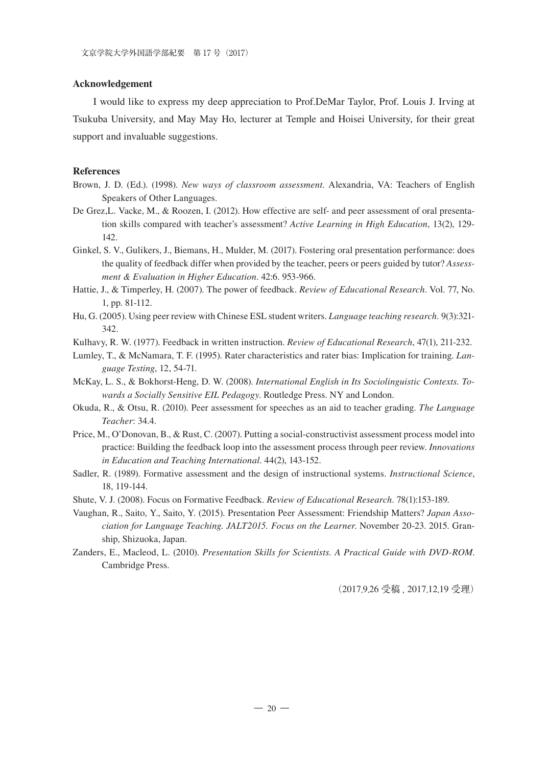## Acknowledgement

I would like to express my deep appreciation to Prof.DeMar Taylor, Prof. Louis J. Irving at Tsukuba University, and May May Ho, lecturer at Temple and Hoisei University, for their great support and invaluable suggestions.

## References

Brown, J. D. (Ed.). (1998). *New ways of classroom assessment*. Alexandria, VA: Teachers of English Speakers of Other Languages.

De Grez,L. Vacke, M., & Roozen, I. (2012). How effective are self- and peer assessment of oral presentation skills compared with teacher's assessment? *Active Learning in High Education*, 13(2), 129-142.

Ginkel, S. V., Gulikers, J., Biemans, H., Mulder, M. (2017). Fostering oral presentation performance: does the quality of feedback differ when provided by the teacher, peers or peers guided by tutor? *Assessment & Evaluation in Higher Education*. 42:6. 953-966.

Hattie, J., & Timperley, H. (2007). The power of feedback. *Review of Educational Research*. Vol. 77, No. 1, pp. 81-112.

Hu, G. (2005). Using peer review with Chinese ESL student writers. *Language teaching research*. 9(3):321-342.

Kulhavy, R. W. (1977). Feedback in written instruction. *Review of Educational Research*, 47(1), 211-232.

Lumley, T., & McNamara, T. F. (1995). Rater characteristics and rater bias: Implication for training. *Language Testing*, 12, 54-71.

McKay, L. S., & Bokhorst-Heng, D. W. (2008). *International English in Its Sociolinguistic Contexts. Towards a Socially Sensitive EIL Pedagogy*. Routledge Press. NY and London.

Okuda, R., & Otsu, R. (2010). Peer assessment for speeches as an aid to teacher grading. *The Language Teacher*: 34.4.

Price, M., O'Donovan, B., & Rust, C. (2007). Putting a social-constructivist assessment process model into practice: Building the feedback loop into the assessment process through peer review. *Innovations in Education and Teaching International*. 44(2), 143-152.

Sadler, R. (1989). Formative assessment and the design of instructional systems. *Instructional Science*, 18, 119-144.

Shute, V. J. (2008). Focus on Formative Feedback. *Review of Educational Research*. 78(1):153-189.

Vaughan, R., Saito, Y., Saito, Y. (2015). Presentation Peer Assessment: Friendship Matters? *Japan Association for Language Teaching. JALT2015. Focus on the Learner*. November 20-23. 2015. Granship, Shizuoka, Japan.

Zanders, E., Macleod, L. (2010). *Presentation Skills for Scientists. A Practical Guide with DVD-ROM*. Cambridge Press.

（2017.9.26 受稿 , 2017.12.19 受理）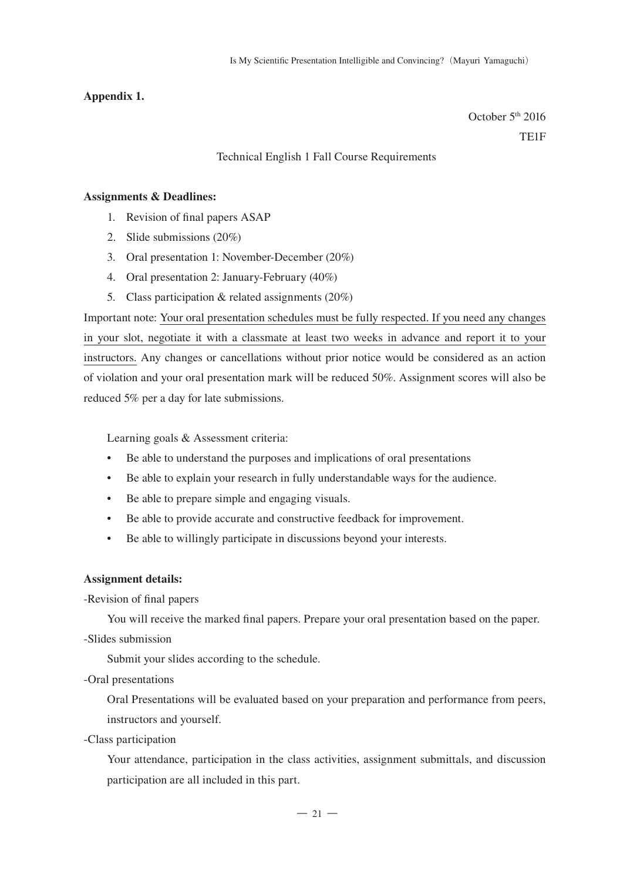**Appendix 1.**

October 5th 2016

TE1F

Technical English 1 Fall Course Requirements

**Assignments & Deadlines:**

1. Revision of final papers ASAP
2. Slide submissions (20%)
3. Oral presentation 1: November-December (20%)
4. Oral presentation 2: January-February (40%)
5. Class participation & related assignments (20%)

Important note: Your oral presentation schedules must be fully respected. If you need any changes in your slot, negotiate it with a classmate at least two weeks in advance and report it to your instructors. Any changes or cancellations without prior notice would be considered as an action of violation and your oral presentation mark will be reduced 50%. Assignment scores will also be reduced 5% per a day for late submissions.

Learning goals & Assessment criteria:

- Be able to understand the purposes and implications of oral presentations
- Be able to explain your research in fully understandable ways for the audience.
- Be able to prepare simple and engaging visuals.
- Be able to provide accurate and constructive feedback for improvement.
- Be able to willingly participate in discussions beyond your interests.

**Assignment details:**

-Revision of final papers

You will receive the marked final papers. Prepare your oral presentation based on the paper.

-Slides submission

Submit your slides according to the schedule.

-Oral presentations

Oral Presentations will be evaluated based on your preparation and performance from peers, instructors and yourself.

-Class participation

Your attendance, participation in the class activities, assignment submittals, and discussion participation are all included in this part.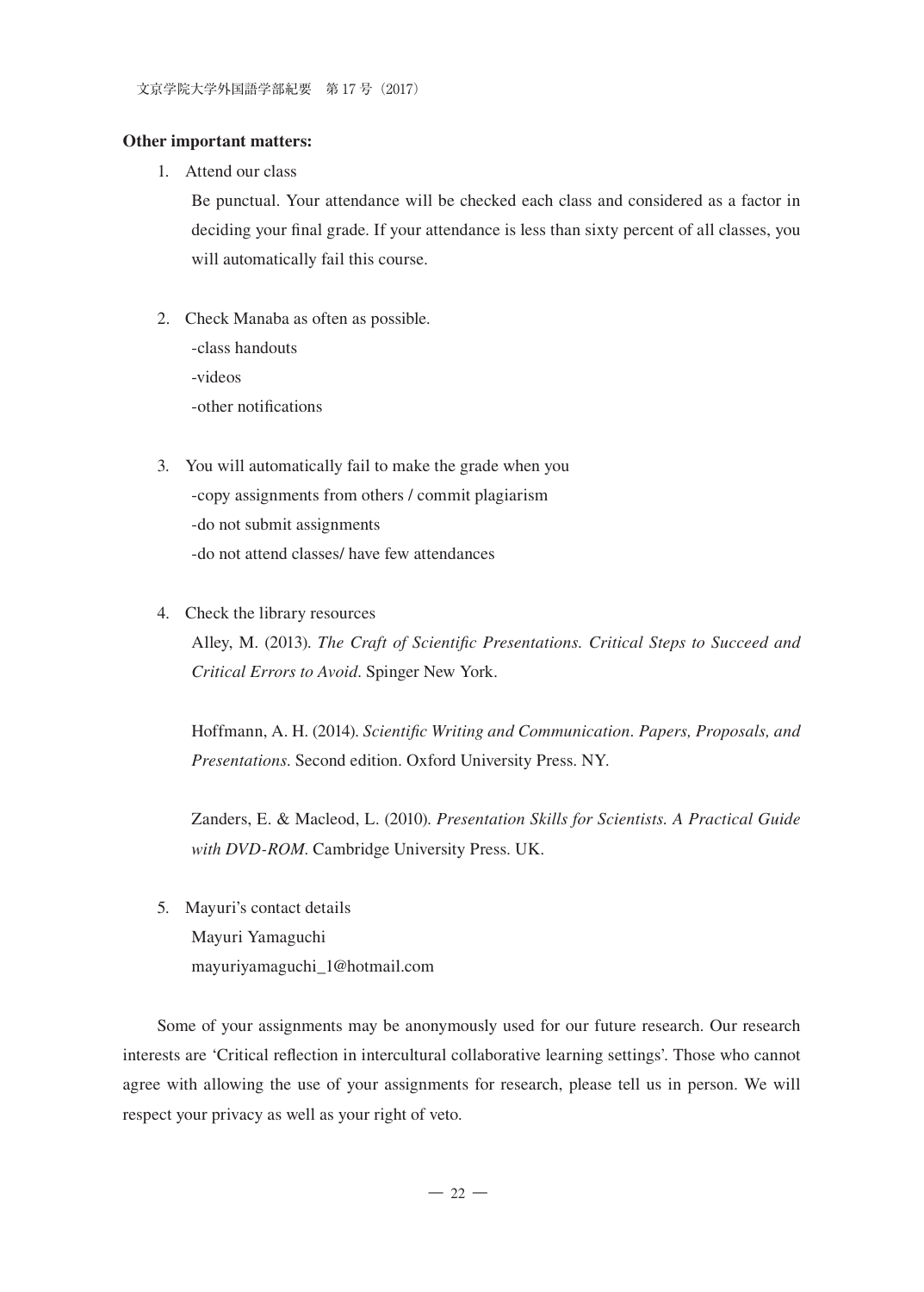**Other important matters:**

1. Attend our class

   Be punctual. Your attendance will be checked each class and considered as a factor in deciding your final grade. If your attendance is less than sixty percent of all classes, you will automatically fail this course.

2. Check Manaba as often as possible.

   -class handouts

   -videos

   -other notifications

3. You will automatically fail to make the grade when you

   -copy assignments from others / commit plagiarism

   -do not submit assignments

   -do not attend classes/ have few attendances

4. Check the library resources

   Alley, M. (2013). *The Craft of Scientific Presentations. Critical Steps to Succeed and Critical Errors to Avoid*. Spinger New York.

   Hoffmann, A. H. (2014). *Scientific Writing and Communication. Papers, Proposals, and Presentations*. Second edition. Oxford University Press. NY.

   Zanders, E. & Macleod, L. (2010). *Presentation Skills for Scientists. A Practical Guide with DVD-ROM*. Cambridge University Press. UK.

5. Mayuri's contact details

   Mayuri Yamaguchi

   mayuriyamaguchi_1@hotmail.com

Some of your assignments may be anonymously used for our future research. Our research interests are 'Critical reflection in intercultural collaborative learning settings'. Those who cannot agree with allowing the use of your assignments for research, please tell us in person. We will respect your privacy as well as your right of veto.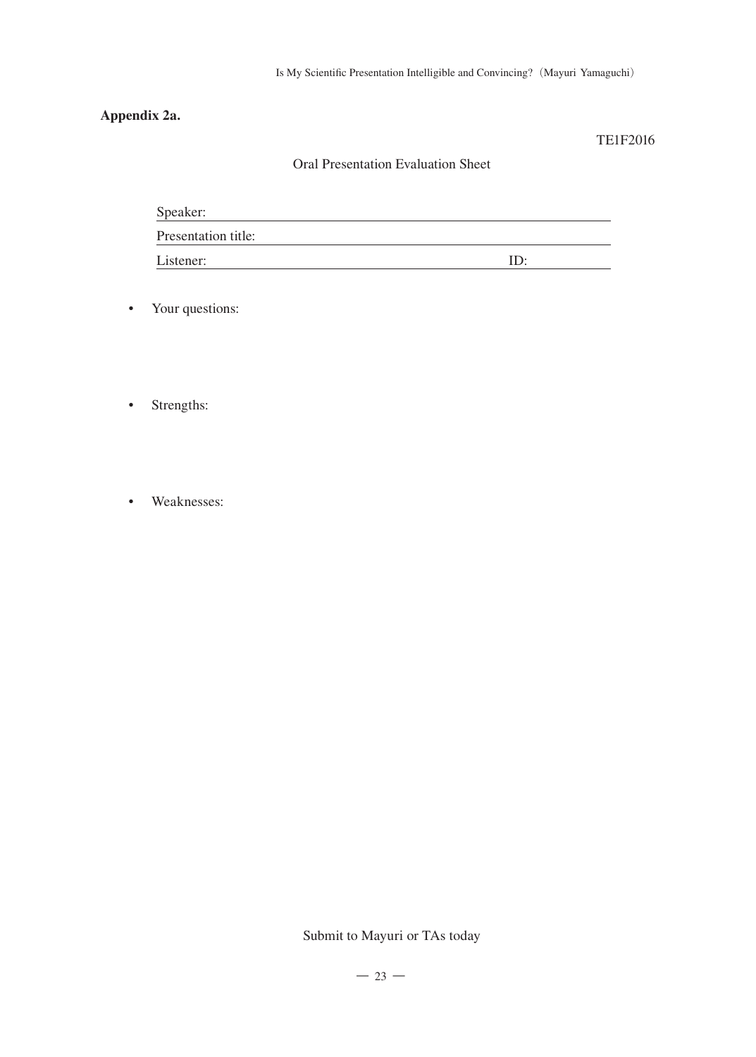**Appendix 2a.**

TE1F2016

Oral Presentation Evaluation Sheet

Speaker: \_\_\_\_\_\_\_\_\_\_\_\_\_\_\_\_\_\_\_\_\_\_\_\_\_\_\_\_\_\_\_\_\_\_\_\_\_\_\_\_

Presentation title: \_\_\_\_\_\_\_\_\_\_\_\_\_\_\_\_\_\_\_\_\_\_\_\_\_\_\_\_\_\_\_\_\_\_

Listener: \_\_\_\_\_\_\_\_\_\_\_\_\_\_\_\_\_\_\_\_\_\_\_\_\_\_\_\_\_\_\_\_\_\_ ID: \_\_\_\_\_\_\_\_

- Your questions:

- Strengths:

- Weaknesses:

Submit to Mayuri or TAs today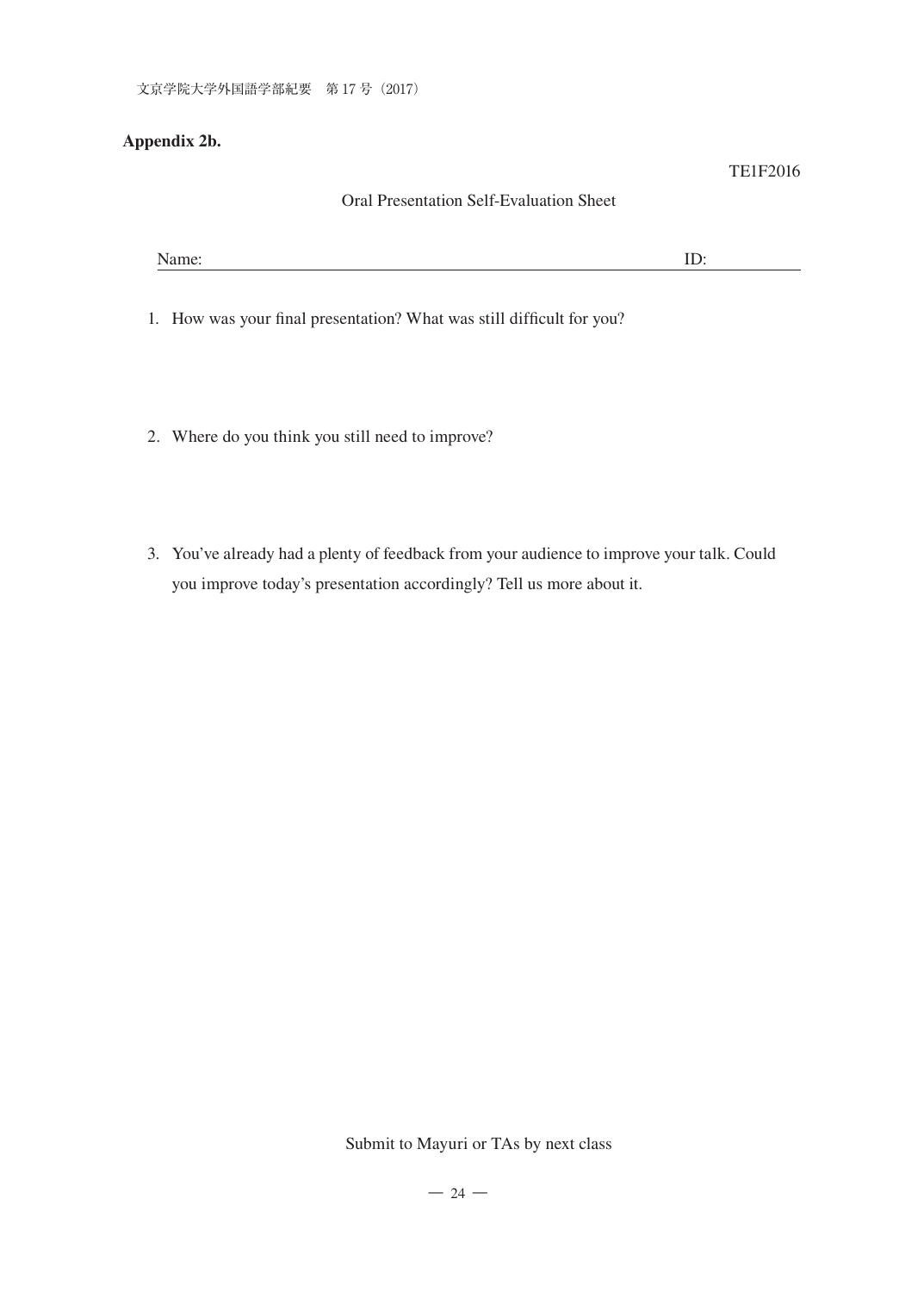**Appendix 2b.**

TE1F2016

Oral Presentation Self-Evaluation Sheet

Name: ID:

1. How was your final presentation? What was still difficult for you?

2. Where do you think you still need to improve?

3. You've already had a plenty of feedback from your audience to improve your talk. Could you improve today's presentation accordingly? Tell us more about it.

Submit to Mayuri or TAs by next class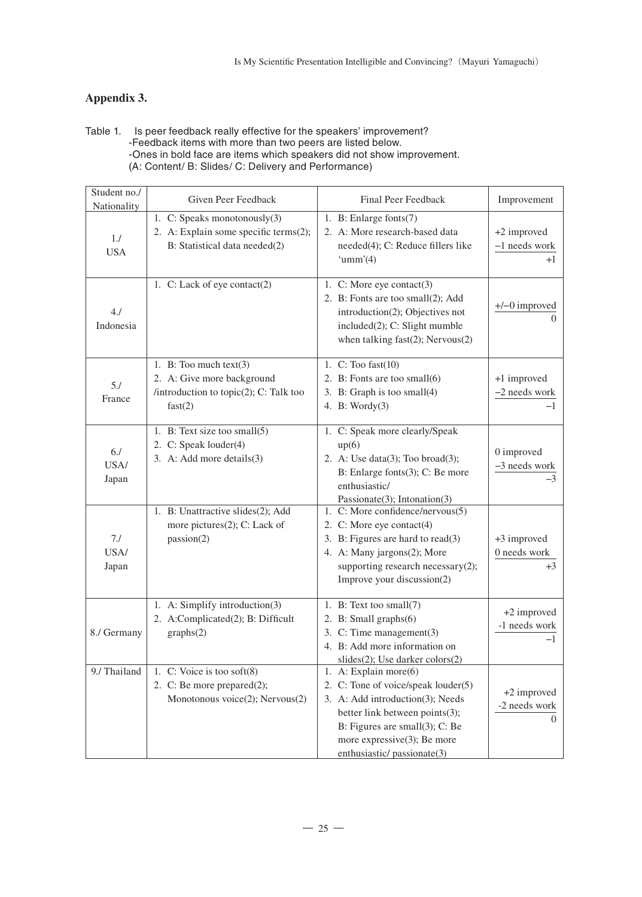## Appendix 3.

Table 1. Is peer feedback really effective for the speakers' improvement?
-Feedback items with more than two peers are listed below.
-Ones in bold face are items which speakers did not show improvement.
(A: Content/ B: Slides/ C: Delivery and Performance)

| Student no./ Nationality | Given Peer Feedback | Final Peer Feedback | Improvement |
|---|---|---|---|
| 1./ USA | 1. C: Speaks monotonously(3)<br>2. A: Explain some specific terms(2); B: Statistical data needed(2) | 1. B: Enlarge fonts(7)<br>2. A: More research-based data needed(4); C: Reduce fillers like 'umm'(4) | +2 improved<br>−1 needs work<br>+1 |
| 4./ Indonesia | 1. C: Lack of eye contact(2) | 1. C: More eye contact(3)<br>2. B: Fonts are too small(2); Add introduction(2); Objectives not included(2); C: Slight mumble when talking fast(2); Nervous(2) | +/−0 improved<br>0 |
| 5./ France | 1. B: Too much text(3)<br>2. A: Give more background /introduction to topic(2); C: Talk too fast(2) | 1. C: Too fast(10)<br>2. B: Fonts are too small(6)<br>3. B: Graph is too small(4)<br>4. B: Wordy(3) | +1 improved<br>−2 needs work<br>−1 |
| 6./ USA/ Japan | 1. B: Text size too small(5)<br>2. C: Speak louder(4)<br>3. A: Add more details(3) | 1. C: Speak more clearly/Speak up(6)<br>2. A: Use data(3); Too broad(3); B: Enlarge fonts(3); C: Be more enthusiastic/ Passionate(3); Intonation(3) | 0 improved<br>−3 needs work<br>−3 |
| 7./ USA/ Japan | 1. B: Unattractive slides(2); Add more pictures(2); C: Lack of passion(2) | 1. C: More confidence/nervous(5)<br>2. C: More eye contact(4)<br>3. B: Figures are hard to read(3)<br>4. A: Many jargons(2); More supporting research necessary(2); Improve your discussion(2) | +3 improved<br>0 needs work<br>+3 |
| 8./ Germany | 1. A: Simplify introduction(3)<br>2. A:Complicated(2); B: Difficult graphs(2) | 1. B: Text too small(7)<br>2. B: Small graphs(6)<br>3. C: Time management(3)<br>4. B: Add more information on slides(2); Use darker colors(2) | +2 improved<br>-1 needs work<br>−1 |
| 9./ Thailand | 1. C: Voice is too soft(8)<br>2. C: Be more prepared(2); Monotonous voice(2); Nervous(2) | 1. A: Explain more(6)<br>2. C: Tone of voice/speak louder(5)<br>3. A: Add introduction(3); Needs better link between points(3); B: Figures are small(3); C: Be more expressive(3); Be more enthusiastic/ passionate(3) | +2 improved<br>-2 needs work<br>0 |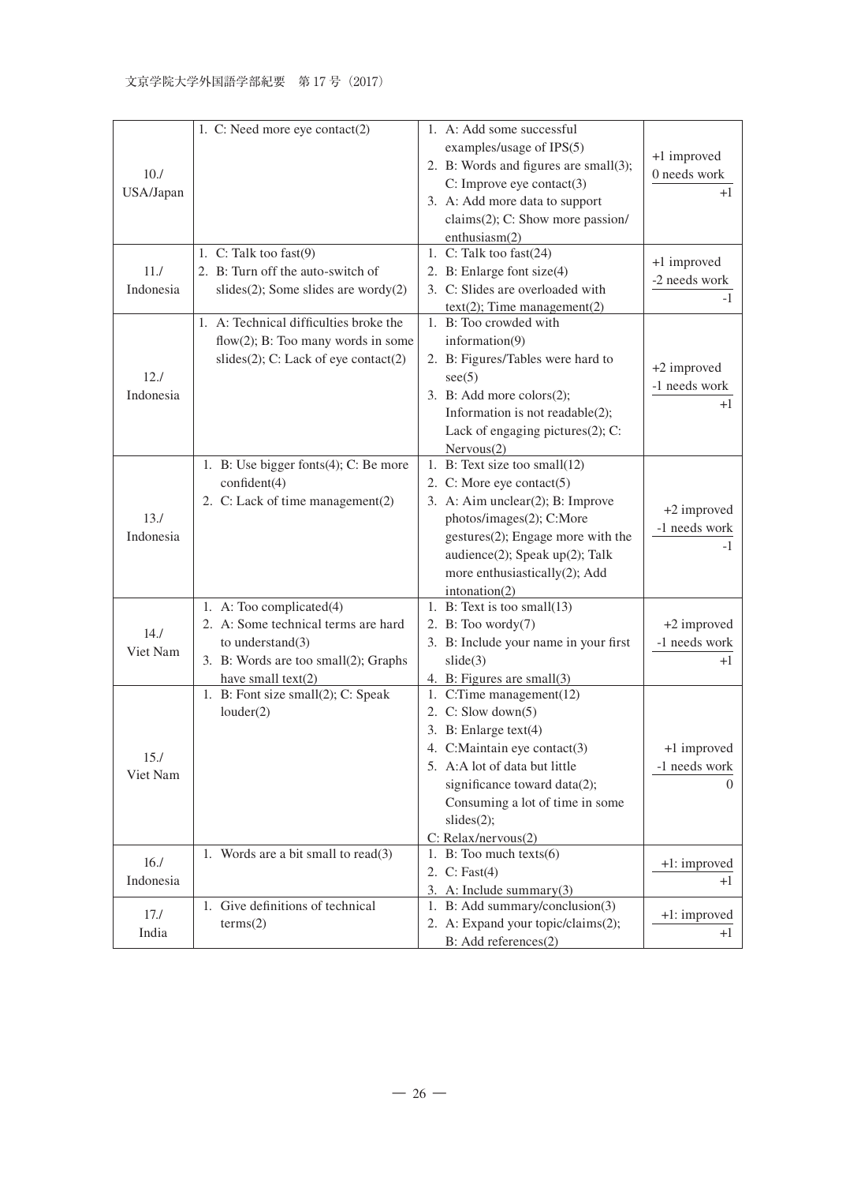| 10./ USA/Japan | 1. C: Need more eye contact(2) | 1. A: Add some successful examples/usage of IPS(5)<br>2. B: Words and figures are small(3); C: Improve eye contact(3)<br>3. A: Add more data to support claims(2); C: Show more passion/ enthusiasm(2) | +1 improved<br>0 needs work<br>+1 |
|---|---|---|---|
| 11./ Indonesia | 1. C: Talk too fast(9)<br>2. B: Turn off the auto-switch of slides(2); Some slides are wordy(2) | 1. C: Talk too fast(24)<br>2. B: Enlarge font size(4)<br>3. C: Slides are overloaded with text(2); Time management(2) | +1 improved<br>-2 needs work<br>-1 |
| 12./ Indonesia | 1. A: Technical difficulties broke the flow(2); B: Too many words in some slides(2); C: Lack of eye contact(2) | 1. B: Too crowded with information(9)<br>2. B: Figures/Tables were hard to see(5)<br>3. B: Add more colors(2); Information is not readable(2); Lack of engaging pictures(2); C: Nervous(2) | +2 improved<br>-1 needs work<br>+1 |
| 13./ Indonesia | 1. B: Use bigger fonts(4); C: Be more confident(4)<br>2. C: Lack of time management(2) | 1. B: Text size too small(12)<br>2. C: More eye contact(5)<br>3. A: Aim unclear(2); B: Improve photos/images(2); C:More gestures(2); Engage more with the audience(2); Speak up(2); Talk more enthusiastically(2); Add intonation(2) | +2 improved<br>-1 needs work<br>-1 |
| 14./ Viet Nam | 1. A: Too complicated(4)<br>2. A: Some technical terms are hard to understand(3)<br>3. B: Words are too small(2); Graphs have small text(2) | 1. B: Text is too small(13)<br>2. B: Too wordy(7)<br>3. B: Include your name in your first slide(3)<br>4. B: Figures are small(3) | +2 improved<br>-1 needs work<br>+1 |
| 15./ Viet Nam | 1. B: Font size small(2); C: Speak louder(2) | 1. C:Time management(12)<br>2. C: Slow down(5)<br>3. B: Enlarge text(4)<br>4. C:Maintain eye contact(3)<br>5. A:A lot of data but little significance toward data(2); Consuming a lot of time in some slides(2);<br>C: Relax/nervous(2) | +1 improved<br>-1 needs work<br>0 |
| 16./ Indonesia | 1. Words are a bit small to read(3) | 1. B: Too much texts(6)<br>2. C: Fast(4)<br>3. A: Include summary(3) | +1: improved<br>+1 |
| 17./ India | 1. Give definitions of technical terms(2) | 1. B: Add summary/conclusion(3)<br>2. A: Expand your topic/claims(2); B: Add references(2) | +1: improved<br>+1 |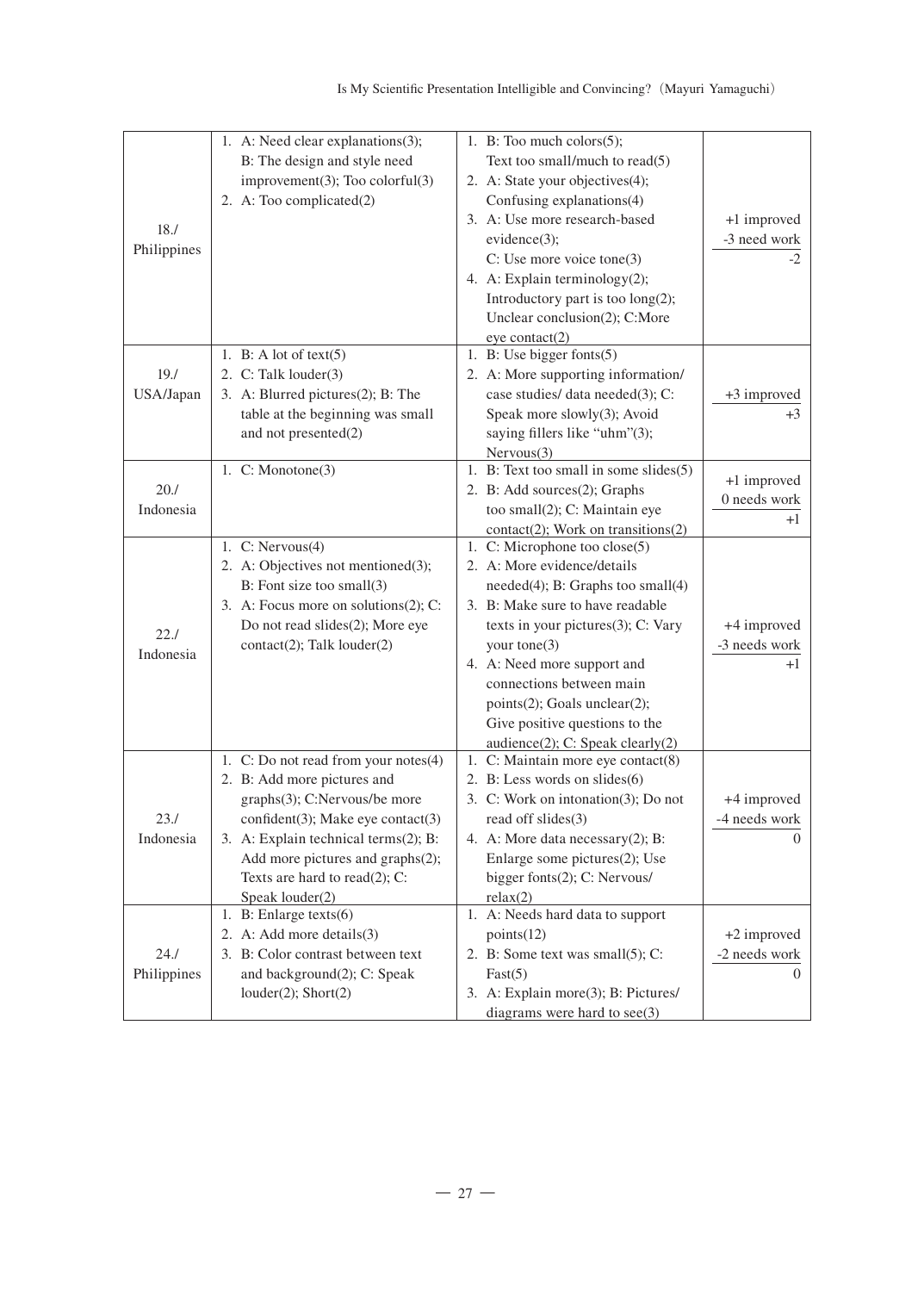| 18./ Philippines | 1. A: Need clear explanations(3); B: The design and style need improvement(3); Too colorful(3)<br>2. A: Too complicated(2) | 1. B: Too much colors(5); Text too small/much to read(5)<br>2. A: State your objectives(4); Confusing explanations(4)<br>3. A: Use more research-based evidence(3); C: Use more voice tone(3)<br>4. A: Explain terminology(2); Introductory part is too long(2); Unclear conclusion(2); C:More eye contact(2) | +1 improved<br>-3 need work<br>-2 |
|---|---|---|---|
| 19./ USA/Japan | 1. B: A lot of text(5)<br>2. C: Talk louder(3)<br>3. A: Blurred pictures(2); B: The table at the beginning was small and not presented(2) | 1. B: Use bigger fonts(5)<br>2. A: More supporting information/ case studies/ data needed(3); C: Speak more slowly(3); Avoid saying fillers like "uhm"(3); Nervous(3) | +3 improved<br>+3 |
| 20./ Indonesia | 1. C: Monotone(3) | 1. B: Text too small in some slides(5)<br>2. B: Add sources(2); Graphs too small(2); C: Maintain eye contact(2); Work on transitions(2) | +1 improved<br>0 needs work<br>+1 |
| 22./ Indonesia | 1. C: Nervous(4)<br>2. A: Objectives not mentioned(3); B: Font size too small(3)<br>3. A: Focus more on solutions(2); C: Do not read slides(2); More eye contact(2); Talk louder(2) | 1. C: Microphone too close(5)<br>2. A: More evidence/details needed(4); B: Graphs too small(4)<br>3. B: Make sure to have readable texts in your pictures(3); C: Vary your tone(3)<br>4. A: Need more support and connections between main points(2); Goals unclear(2); Give positive questions to the audience(2); C: Speak clearly(2) | +4 improved<br>-3 needs work<br>+1 |
| 23./ Indonesia | 1. C: Do not read from your notes(4)<br>2. B: Add more pictures and graphs(3); C:Nervous/be more confident(3); Make eye contact(3)<br>3. A: Explain technical terms(2); B: Add more pictures and graphs(2); Texts are hard to read(2); C: Speak louder(2) | 1. C: Maintain more eye contact(8)<br>2. B: Less words on slides(6)<br>3. C: Work on intonation(3); Do not read off slides(3)<br>4. A: More data necessary(2); B: Enlarge some pictures(2); Use bigger fonts(2); C: Nervous/ relax(2) | +4 improved<br>-4 needs work<br>0 |
| 24./ Philippines | 1. B: Enlarge texts(6)<br>2. A: Add more details(3)<br>3. B: Color contrast between text and background(2); C: Speak louder(2); Short(2) | 1. A: Needs hard data to support points(12)<br>2. B: Some text was small(5); C: Fast(5)<br>3. A: Explain more(3); B: Pictures/ diagrams were hard to see(3) | +2 improved<br>-2 needs work<br>0 |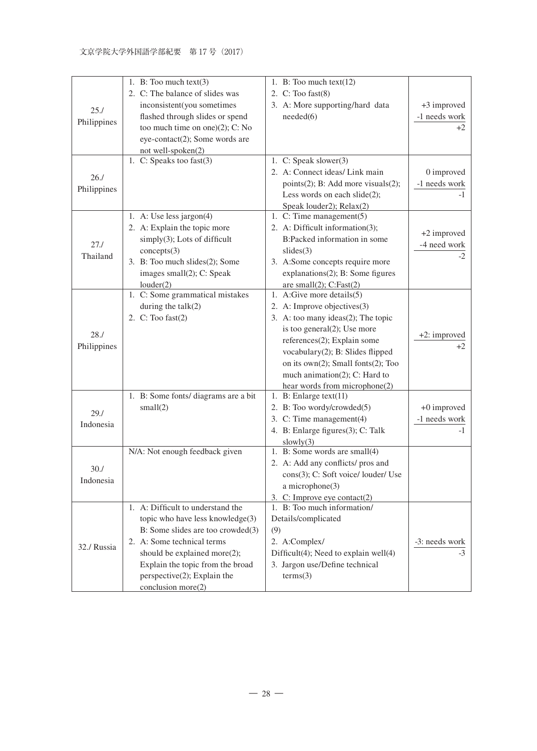| 25./ Philippines | 1. B: Too much text(3)<br>2. C: The balance of slides was inconsistent(you sometimes flashed through slides or spend too much time on one)(2); C: No eye-contact(2); Some words are not well-spoken(2) | 1. B: Too much text(12)<br>2. C: Too fast(8)<br>3. A: More supporting/hard data needed(6) | +3 improved<br>-1 needs work<br>+2 |
|---|---|---|---|
| 26./ Philippines | 1. C: Speaks too fast(3) | 1. C: Speak slower(3)<br>2. A: Connect ideas/ Link main points(2); B: Add more visuals(2); Less words on each slide(2); Speak louder2); Relax(2) | 0 improved<br>-1 needs work<br>-1 |
| 27./ Thailand | 1. A: Use less jargon(4)<br>2. A: Explain the topic more simply(3); Lots of difficult concepts(3)<br>3. B: Too much slides(2); Some images small(2); C: Speak louder(2) | 1. C: Time management(5)<br>2. A: Difficult information(3); B:Packed information in some slides(3)<br>3. A:Some concepts require more explanations(2); B: Some figures are small(2); C:Fast(2) | +2 improved<br>-4 need work<br>-2 |
| 28./ Philippines | 1. C: Some grammatical mistakes during the talk(2)<br>2. C: Too fast(2) | 1. A:Give more details(5)<br>2. A: Improve objectives(3)<br>3. A: too many ideas(2); The topic is too general(2); Use more references(2); Explain some vocabulary(2); B: Slides flipped on its own(2); Small fonts(2); Too much animation(2); C: Hard to hear words from microphone(2) | +2: improved<br>+2 |
| 29./ Indonesia | 1. B: Some fonts/ diagrams are a bit small(2) | 1. B: Enlarge text(11)<br>2. B: Too wordy/crowded(5)<br>3. C: Time management(4)<br>4. B: Enlarge figures(3); C: Talk slowly(3) | +0 improved<br>-1 needs work<br>-1 |
| 30./ Indonesia | N/A: Not enough feedback given | 1. B: Some words are small(4)<br>2. A: Add any conflicts/ pros and cons(3); C: Soft voice/ louder/ Use a microphone(3)<br>3. C: Improve eye contact(2) | |
| 32./ Russia | 1. A: Difficult to understand the topic who have less knowledge(3) B: Some slides are too crowded(3)<br>2. A: Some technical terms should be explained more(2); Explain the topic from the broad perspective(2); Explain the conclusion more(2) | 1. B: Too much information/ Details/complicated (9)<br>2. A:Complex/ Difficult(4); Need to explain well(4)<br>3. Jargon use/Define technical terms(3) | -3: needs work<br>-3 |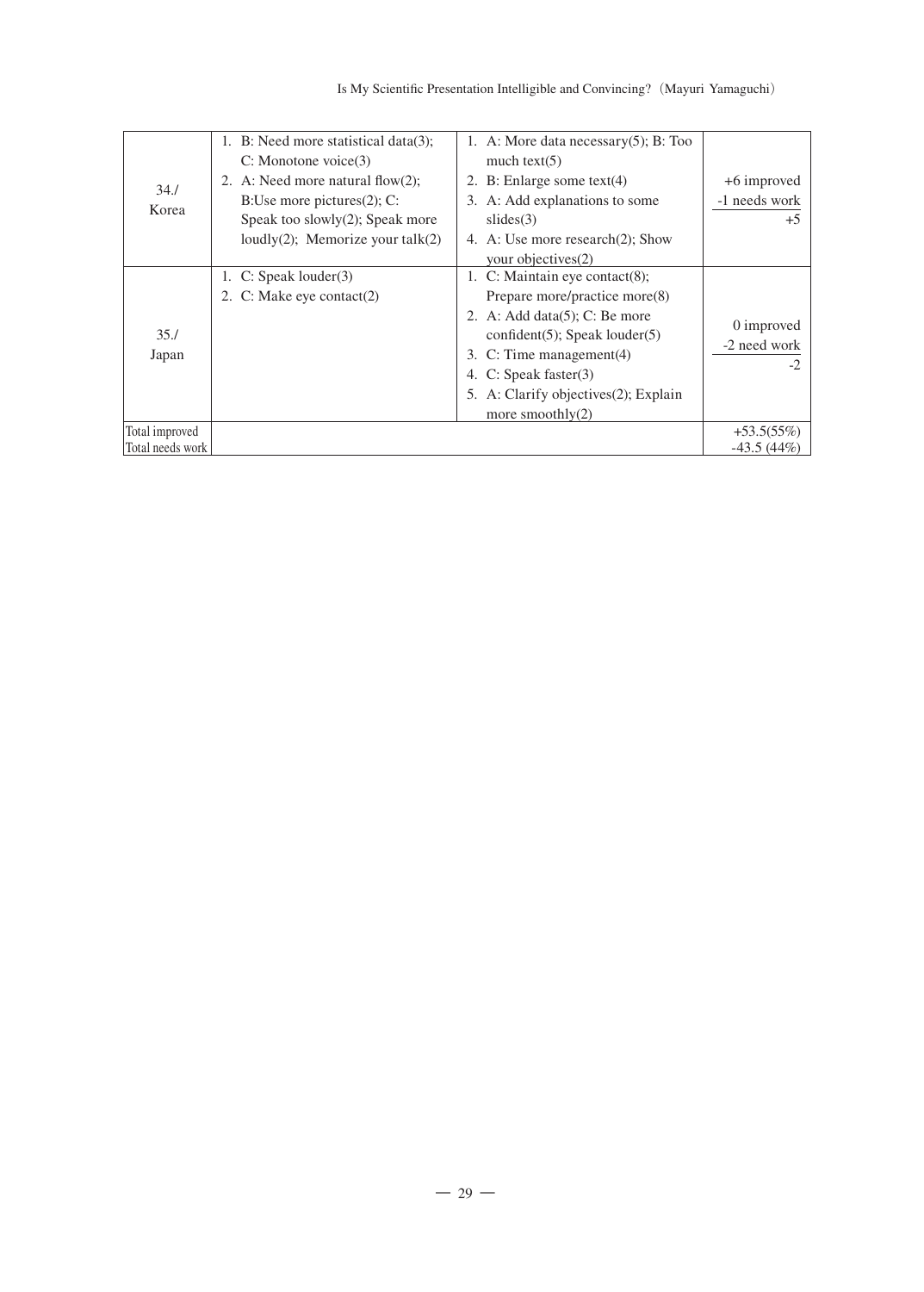| | | | |
|---|---|---|---|
| 34./ Korea | 1. B: Need more statistical data(3); C: Monotone voice(3)<br>2. A: Need more natural flow(2); B:Use more pictures(2); C: Speak too slowly(2); Speak more loudly(2); Memorize your talk(2) | 1. A: More data necessary(5); B: Too much text(5)<br>2. B: Enlarge some text(4)<br>3. A: Add explanations to some slides(3)<br>4. A: Use more research(2); Show your objectives(2) | +6 improved<br>-1 needs work<br>+5 |
| 35./ Japan | 1. C: Speak louder(3)<br>2. C: Make eye contact(2) | 1. C: Maintain eye contact(8); Prepare more/practice more(8)<br>2. A: Add data(5); C: Be more confident(5); Speak louder(5)<br>3. C: Time management(4)<br>4. C: Speak faster(3)<br>5. A: Clarify objectives(2); Explain more smoothly(2) | 0 improved<br>-2 need work<br>-2 |
| Total improved<br>Total needs work | | | +53.5(55%)<br>-43.5 (44%) |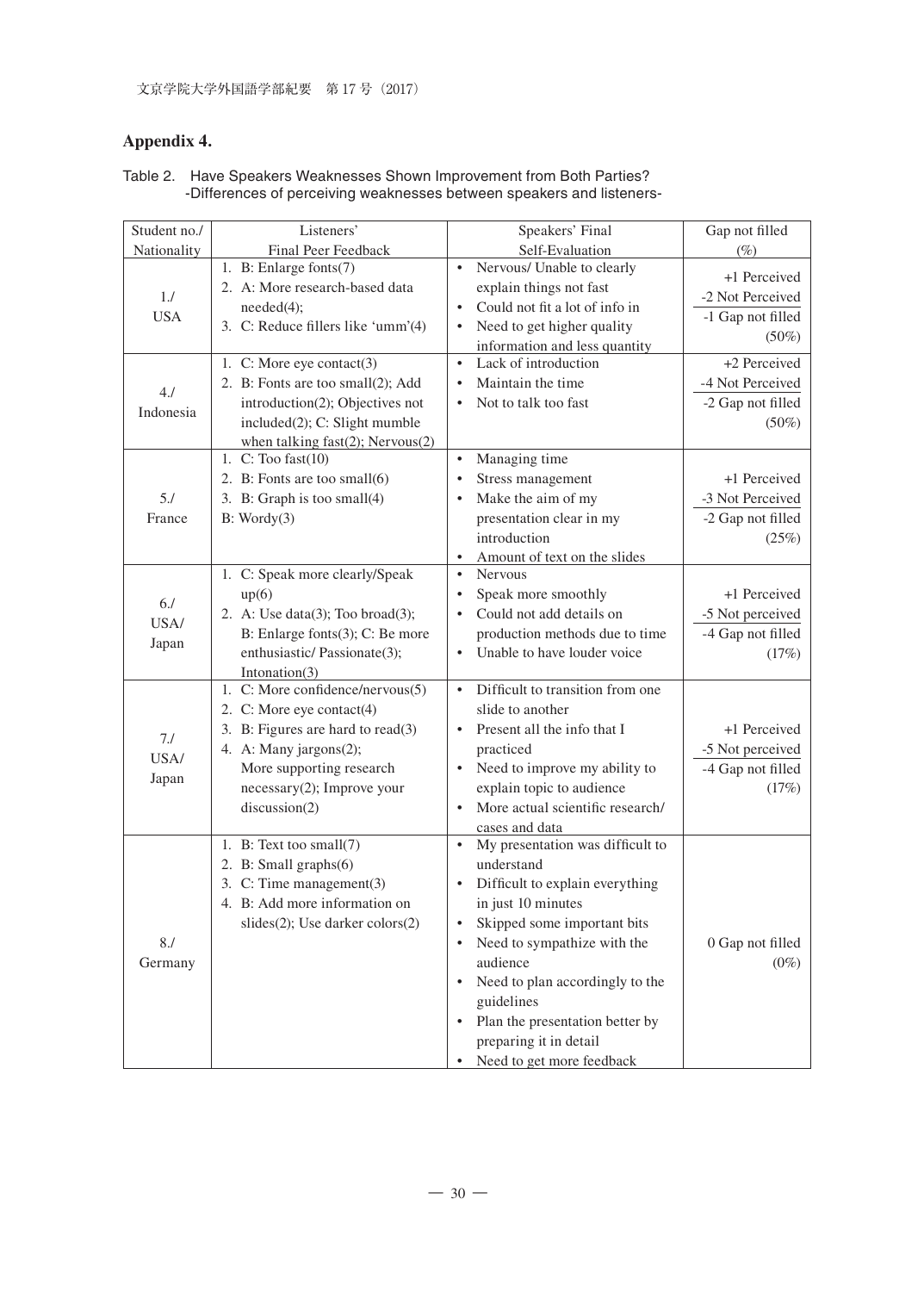## Appendix 4.

Table 2. Have Speakers Weaknesses Shown Improvement from Both Parties?
-Differences of perceiving weaknesses between speakers and listeners-

| Student no./ Nationality | Listeners' Final Peer Feedback | Speakers' Final Self-Evaluation | Gap not filled (%) |
|---|---|---|---|
| 1./ USA | 1. B: Enlarge fonts(7)<br>2. A: More research-based data needed(4);<br>3. C: Reduce fillers like 'umm'(4) | • Nervous/ Unable to clearly explain things not fast<br>• Could not fit a lot of info in<br>• Need to get higher quality information and less quantity | +1 Perceived<br>-2 Not Perceived<br>-1 Gap not filled<br>(50%) |
| 4./ Indonesia | 1. C: More eye contact(3)<br>2. B: Fonts are too small(2); Add introduction(2); Objectives not included(2); C: Slight mumble when talking fast(2); Nervous(2) | • Lack of introduction<br>• Maintain the time<br>• Not to talk too fast | +2 Perceived<br>-4 Not Perceived<br>-2 Gap not filled<br>(50%) |
| 5./ France | 1. C: Too fast(10)<br>2. B: Fonts are too small(6)<br>3. B: Graph is too small(4)<br>B: Wordy(3) | • Managing time<br>• Stress management<br>• Make the aim of my presentation clear in my introduction<br>• Amount of text on the slides | +1 Perceived<br>-3 Not Perceived<br>-2 Gap not filled<br>(25%) |
| 6./ USA/ Japan | 1. C: Speak more clearly/Speak up(6)<br>2. A: Use data(3); Too broad(3); B: Enlarge fonts(3); C: Be more enthusiastic/ Passionate(3); Intonation(3) | • Nervous<br>• Speak more smoothly<br>• Could not add details on production methods due to time<br>• Unable to have louder voice | +1 Perceived<br>-5 Not perceived<br>-4 Gap not filled<br>(17%) |
| 7./ USA/ Japan | 1. C: More confidence/nervous(5)<br>2. C: More eye contact(4)<br>3. B: Figures are hard to read(3)<br>4. A: Many jargons(2); More supporting research necessary(2); Improve your discussion(2) | • Difficult to transition from one slide to another<br>• Present all the info that I practiced<br>• Need to improve my ability to explain topic to audience<br>• More actual scientific research/ cases and data | +1 Perceived<br>-5 Not perceived<br>-4 Gap not filled<br>(17%) |
| 8./ Germany | 1. B: Text too small(7)<br>2. B: Small graphs(6)<br>3. C: Time management(3)<br>4. B: Add more information on slides(2); Use darker colors(2) | • My presentation was difficult to understand<br>• Difficult to explain everything in just 10 minutes<br>• Skipped some important bits<br>• Need to sympathize with the audience<br>• Need to plan accordingly to the guidelines<br>• Plan the presentation better by preparing it in detail<br>• Need to get more feedback | 0 Gap not filled<br>(0%) |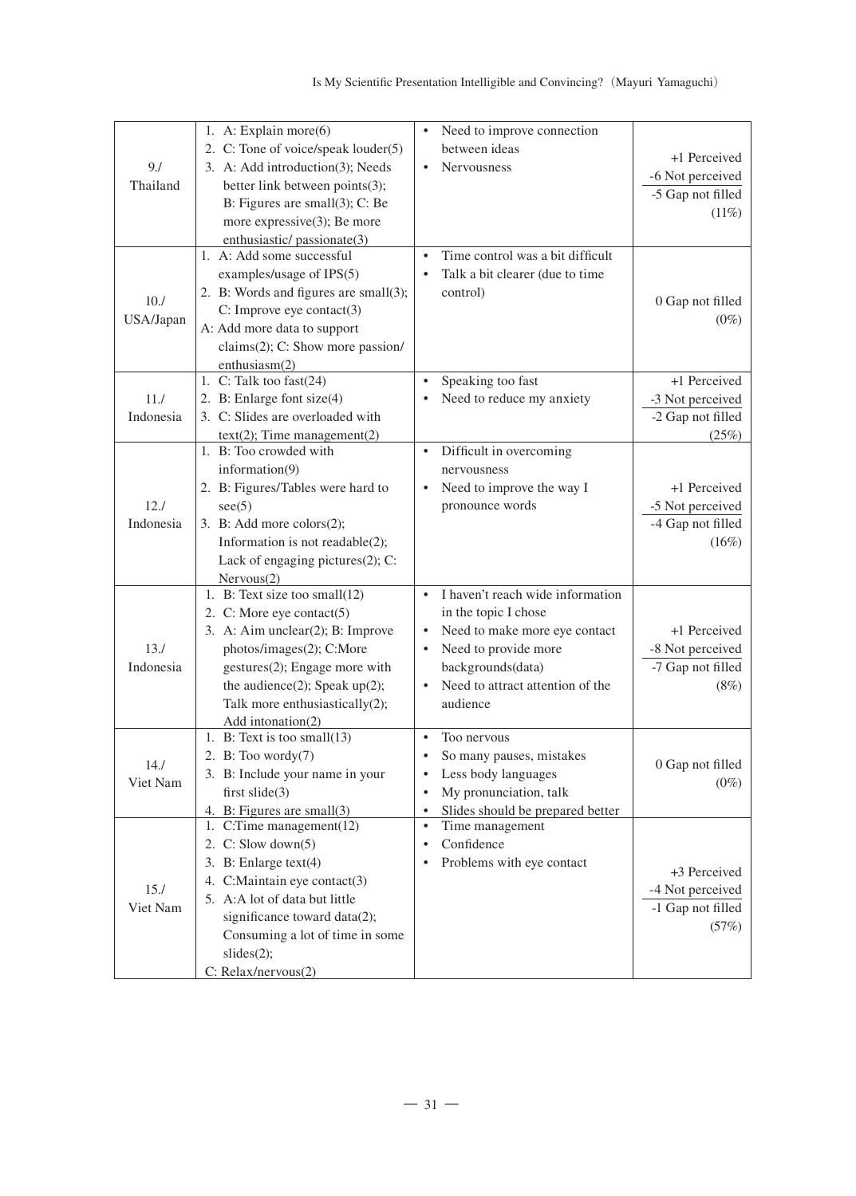| | | | |
|---|---|---|---|
| 9./ Thailand | 1. A: Explain more(6)<br>2. C: Tone of voice/speak louder(5)<br>3. A: Add introduction(3); Needs better link between points(3); B: Figures are small(3); C: Be more expressive(3); Be more enthusiastic/ passionate(3) | • Need to improve connection between ideas<br>• Nervousness | +1 Perceived<br>-6 Not perceived<br>-5 Gap not filled<br>(11%) |
| 10./ USA/Japan | 1. A: Add some successful examples/usage of IPS(5)<br>2. B: Words and figures are small(3); C: Improve eye contact(3)<br>A: Add more data to support claims(2); C: Show more passion/ enthusiasm(2) | • Time control was a bit difficult<br>• Talk a bit clearer (due to time control) | 0 Gap not filled<br>(0%) |
| 11./ Indonesia | 1. C: Talk too fast(24)<br>2. B: Enlarge font size(4)<br>3. C: Slides are overloaded with text(2); Time management(2) | • Speaking too fast<br>• Need to reduce my anxiety | +1 Perceived<br>-3 Not perceived<br>-2 Gap not filled<br>(25%) |
| 12./ Indonesia | 1. B: Too crowded with information(9)<br>2. B: Figures/Tables were hard to see(5)<br>3. B: Add more colors(2); Information is not readable(2); Lack of engaging pictures(2); C: Nervous(2) | • Difficult in overcoming nervousness<br>• Need to improve the way I pronounce words | +1 Perceived<br>-5 Not perceived<br>-4 Gap not filled<br>(16%) |
| 13./ Indonesia | 1. B: Text size too small(12)<br>2. C: More eye contact(5)<br>3. A: Aim unclear(2); B: Improve photos/images(2); C:More gestures(2); Engage more with the audience(2); Speak up(2); Talk more enthusiastically(2); Add intonation(2) | • I haven't reach wide information in the topic I chose<br>• Need to make more eye contact<br>• Need to provide more backgrounds(data)<br>• Need to attract attention of the audience | +1 Perceived<br>-8 Not perceived<br>-7 Gap not filled<br>(8%) |
| 14./ Viet Nam | 1. B: Text is too small(13)<br>2. B: Too wordy(7)<br>3. B: Include your name in your first slide(3)<br>4. B: Figures are small(3) | • Too nervous<br>• So many pauses, mistakes<br>• Less body languages<br>• My pronunciation, talk<br>• Slides should be prepared better | 0 Gap not filled<br>(0%) |
| 15./ Viet Nam | 1. C:Time management(12)<br>2. C: Slow down(5)<br>3. B: Enlarge text(4)<br>4. C:Maintain eye contact(3)<br>5. A:A lot of data but little significance toward data(2); Consuming a lot of time in some slides(2);<br>C: Relax/nervous(2) | • Time management<br>• Confidence<br>• Problems with eye contact | +3 Perceived<br>-4 Not perceived<br>-1 Gap not filled<br>(57%) |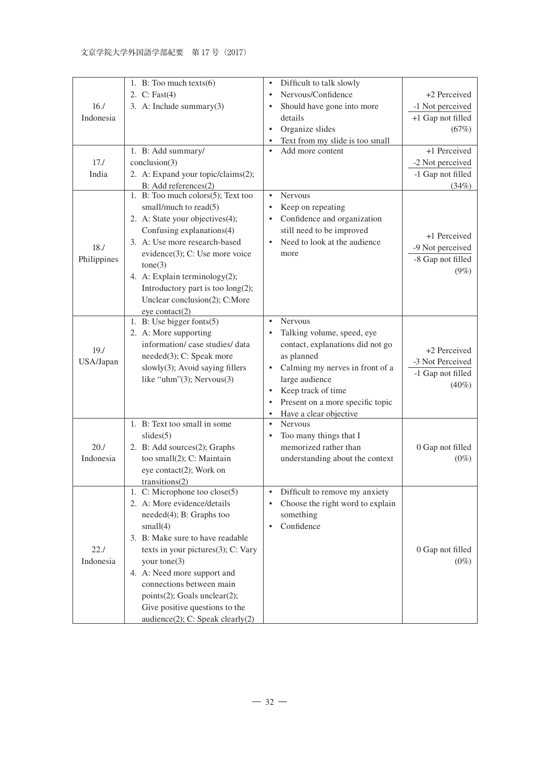| 16./ Indonesia | 1. B: Too much texts(6)<br>2. C: Fast(4)<br>3. A: Include summary(3) | • Difficult to talk slowly<br>• Nervous/Confidence<br>• Should have gone into more details<br>• Organize slides<br>• Text from my slide is too small | +2 Perceived<br>-1 Not perceived<br>+1 Gap not filled<br>(67%) |
|---|---|---|---|
| 17./ India | 1. B: Add summary/ conclusion(3)<br>2. A: Expand your topic/claims(2); B: Add references(2) | • Add more content | +1 Perceived<br>-2 Not perceived<br>-1 Gap not filled<br>(34%) |
| 18./ Philippines | 1. B: Too much colors(5); Text too small/much to read(5)<br>2. A: State your objectives(4); Confusing explanations(4)<br>3. A: Use more research-based evidence(3); C: Use more voice tone(3)<br>4. A: Explain terminology(2); Introductory part is too long(2); Unclear conclusion(2); C:More eye contact(2) | • Nervous<br>• Keep on repeating<br>• Confidence and organization still need to be improved<br>• Need to look at the audience more | +1 Perceived<br>-9 Not perceived<br>-8 Gap not filled<br>(9%) |
| 19./ USA/Japan | 1. B: Use bigger fonts(5)<br>2. A: More supporting information/ case studies/ data needed(3); C: Speak more slowly(3); Avoid saying fillers like "uhm"(3); Nervous(3) | • Nervous<br>• Talking volume, speed, eye contact, explanations did not go as planned<br>• Calming my nerves in front of a large audience<br>• Keep track of time<br>• Present on a more specific topic<br>• Have a clear objective | +2 Perceived<br>-3 Not Perceived<br>-1 Gap not filled<br>(40%) |
| 20./ Indonesia | 1. B: Text too small in some slides(5)<br>2. B: Add sources(2); Graphs too small(2); C: Maintain eye contact(2); Work on transitions(2) | • Nervous<br>• Too many things that I memorized rather than understanding about the context | 0 Gap not filled<br>(0%) |
| 22./ Indonesia | 1. C: Microphone too close(5)<br>2. A: More evidence/details needed(4); B: Graphs too small(4)<br>3. B: Make sure to have readable texts in your pictures(3); C: Vary your tone(3)<br>4. A: Need more support and connections between main points(2); Goals unclear(2); Give positive questions to the audience(2); C: Speak clearly(2) | • Difficult to remove my anxiety<br>• Choose the right word to explain something<br>• Confidence | 0 Gap not filled<br>(0%) |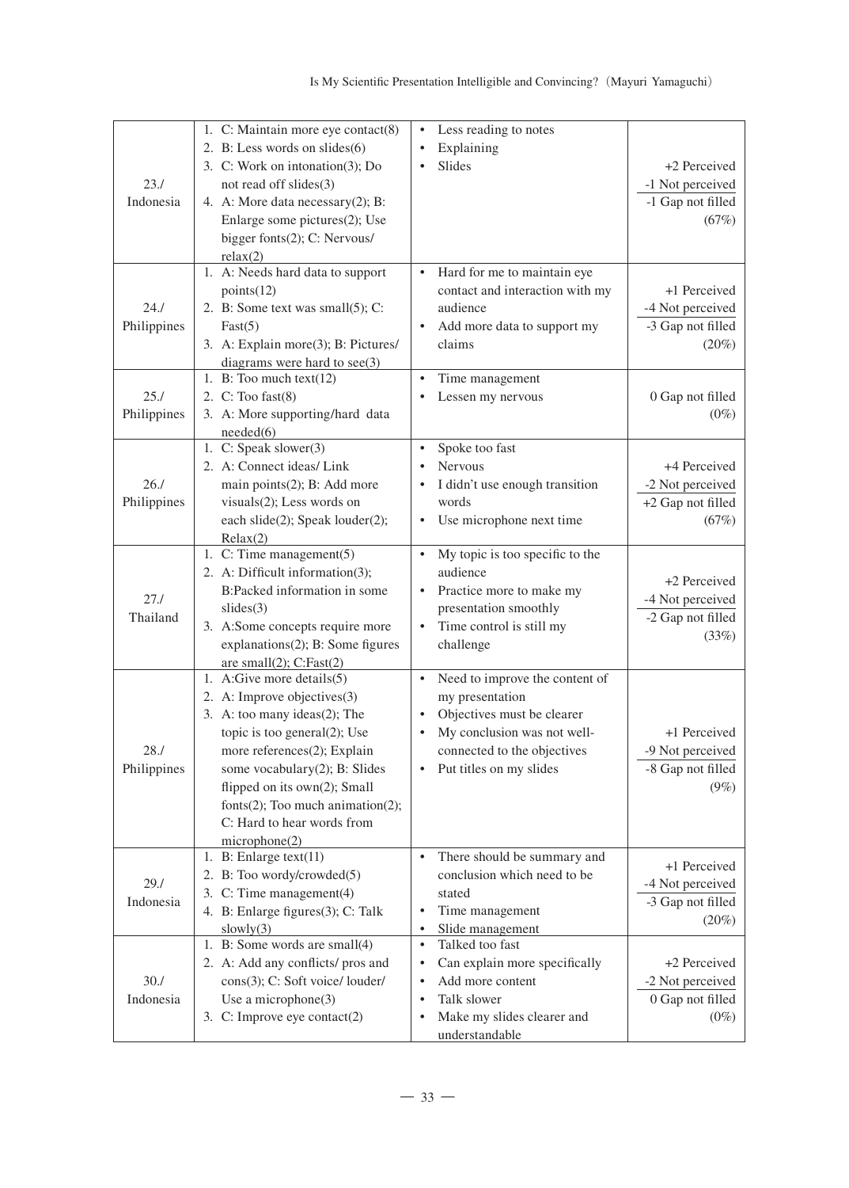| | | | |
|---|---|---|---|
| 23./ Indonesia | 1. C: Maintain more eye contact(8)<br>2. B: Less words on slides(6)<br>3. C: Work on intonation(3); Do not read off slides(3)<br>4. A: More data necessary(2); B: Enlarge some pictures(2); Use bigger fonts(2); C: Nervous/ relax(2) | • Less reading to notes<br>• Explaining<br>• Slides | +2 Perceived<br>-1 Not perceived<br>-1 Gap not filled<br>(67%) |
| 24./ Philippines | 1. A: Needs hard data to support points(12)<br>2. B: Some text was small(5); C: Fast(5)<br>3. A: Explain more(3); B: Pictures/ diagrams were hard to see(3) | • Hard for me to maintain eye contact and interaction with my audience<br>• Add more data to support my claims | +1 Perceived<br>-4 Not perceived<br>-3 Gap not filled<br>(20%) |
| 25./ Philippines | 1. B: Too much text(12)<br>2. C: Too fast(8)<br>3. A: More supporting/hard data needed(6) | • Time management<br>• Lessen my nervous | 0 Gap not filled<br>(0%) |
| 26./ Philippines | 1. C: Speak slower(3)<br>2. A: Connect ideas/ Link main points(2); B: Add more visuals(2); Less words on each slide(2); Speak louder(2); Relax(2) | • Spoke too fast<br>• Nervous<br>• I didn't use enough transition words<br>• Use microphone next time | +4 Perceived<br>-2 Not perceived<br>+2 Gap not filled<br>(67%) |
| 27./ Thailand | 1. C: Time management(5)<br>2. A: Difficult information(3); B:Packed information in some slides(3)<br>3. A:Some concepts require more explanations(2); B: Some figures are small(2); C:Fast(2) | • My topic is too specific to the audience<br>• Practice more to make my presentation smoothly<br>• Time control is still my challenge | +2 Perceived<br>-4 Not perceived<br>-2 Gap not filled<br>(33%) |
| 28./ Philippines | 1. A:Give more details(5)<br>2. A: Improve objectives(3)<br>3. A: too many ideas(2); The topic is too general(2); Use more references(2); Explain some vocabulary(2); B: Slides flipped on its own(2); Small fonts(2); Too much animation(2); C: Hard to hear words from microphone(2) | • Need to improve the content of my presentation<br>• Objectives must be clearer<br>• My conclusion was not well-connected to the objectives<br>• Put titles on my slides | +1 Perceived<br>-9 Not perceived<br>-8 Gap not filled<br>(9%) |
| 29./ Indonesia | 1. B: Enlarge text(11)<br>2. B: Too wordy/crowded(5)<br>3. C: Time management(4)<br>4. B: Enlarge figures(3); C: Talk slowly(3) | • There should be summary and conclusion which need to be stated<br>• Time management<br>• Slide management | +1 Perceived<br>-4 Not perceived<br>-3 Gap not filled<br>(20%) |
| 30./ Indonesia | 1. B: Some words are small(4)<br>2. A: Add any conflicts/ pros and cons(3); C: Soft voice/ louder/ Use a microphone(3)<br>3. C: Improve eye contact(2) | • Talked too fast<br>• Can explain more specifically<br>• Add more content<br>• Talk slower<br>• Make my slides clearer and understandable | +2 Perceived<br>-2 Not perceived<br>0 Gap not filled<br>(0%) |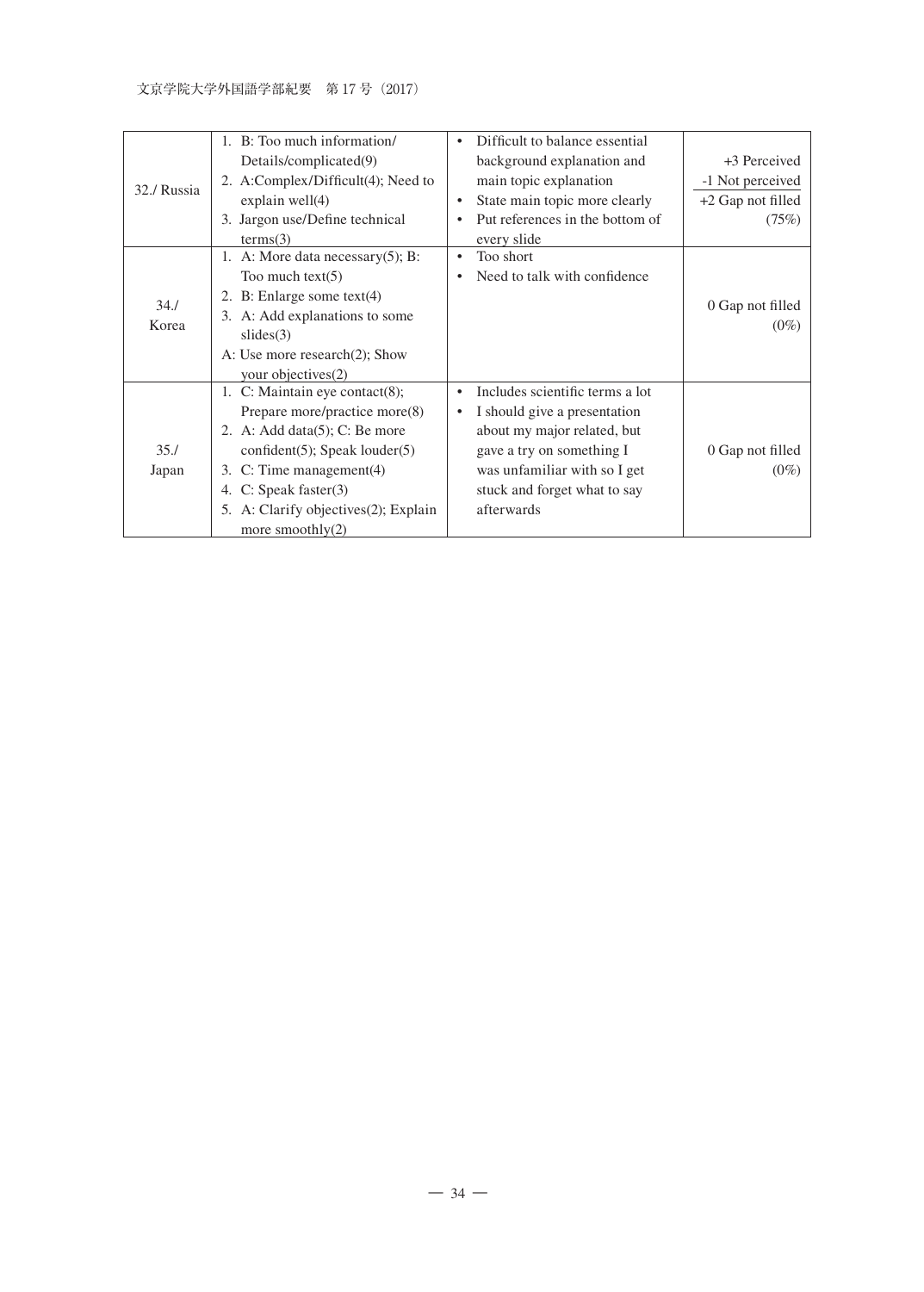| | | | |
|---|---|---|---|
| 32./ Russia | 1. B: Too much information/ Details/complicated(9)<br>2. A:Complex/Difficult(4); Need to explain well(4)<br>3. Jargon use/Define technical terms(3) | • Difficult to balance essential background explanation and main topic explanation<br>• State main topic more clearly<br>• Put references in the bottom of every slide | +3 Perceived<br>-1 Not perceived<br>+2 Gap not filled<br>(75%) |
| 34./ Korea | 1. A: More data necessary(5); B: Too much text(5)<br>2. B: Enlarge some text(4)<br>3. A: Add explanations to some slides(3)<br>A: Use more research(2); Show your objectives(2) | • Too short<br>• Need to talk with confidence | 0 Gap not filled<br>(0%) |
| 35./ Japan | 1. C: Maintain eye contact(8); Prepare more/practice more(8)<br>2. A: Add data(5); C: Be more confident(5); Speak louder(5)<br>3. C: Time management(4)<br>4. C: Speak faster(3)<br>5. A: Clarify objectives(2); Explain more smoothly(2) | • Includes scientific terms a lot<br>• I should give a presentation about my major related, but gave a try on something I was unfamiliar with so I get stuck and forget what to say afterwards | 0 Gap not filled<br>(0%) |